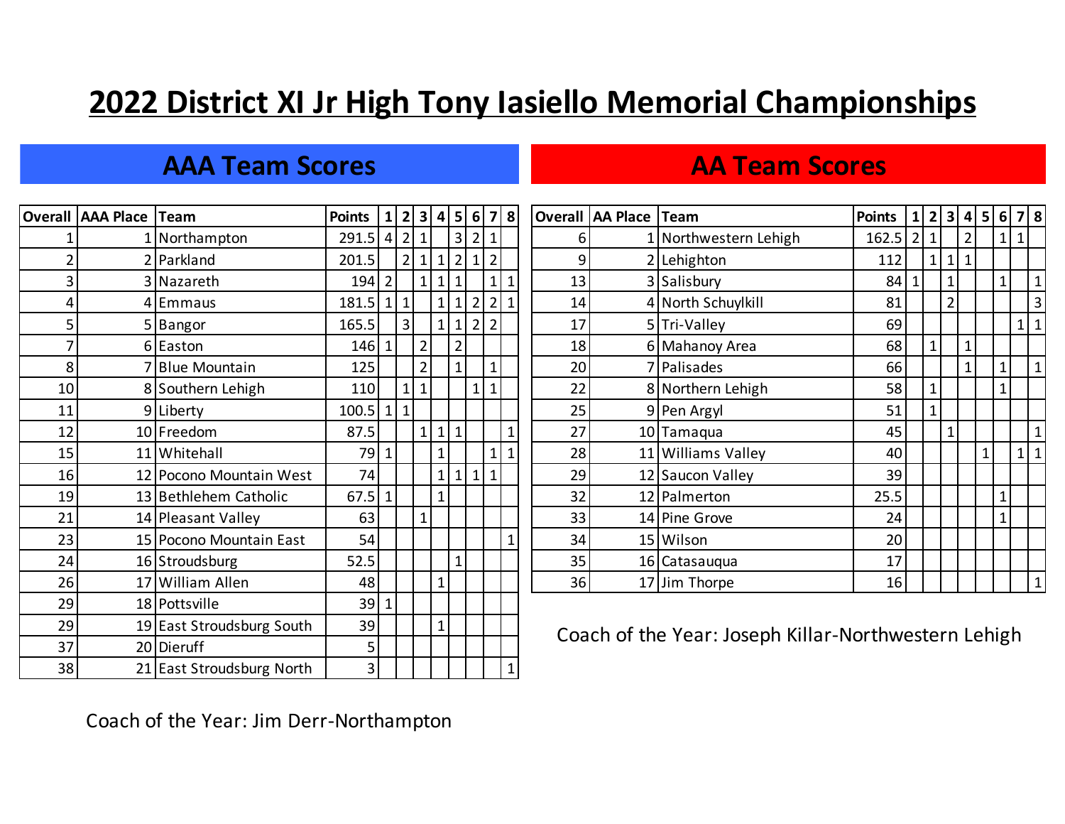# 2022 District XI Jr High Tony Iasiello Memorial Championships

## AAA Team Scores

| Overall | AAA Place | Team | Points | 1 | 2 | 3 | 4 | 5 | 6 | 7 | 8 |
|---|---|---|---|---|---|---|---|---|---|---|---|
| 1 | 1 | Northampton | 291.5 | 4 | 2 | 1 | | 3 | 2 | 1 | |
| 2 | 2 | Parkland | 201.5 | | 2 | 1 | 1 | 2 | 1 | 2 | |
| 3 | 3 | Nazareth | 194 | 2 | | 1 | 1 | 1 | | 1 | 1 |
| 4 | 4 | Emmaus | 181.5 | 1 | 1 | | 1 | 1 | 2 | 2 | 1 |
| 5 | 5 | Bangor | 165.5 | | 3 | | 1 | 1 | 2 | 2 | |
| 7 | 6 | Easton | 146 | 1 | | 2 | | 2 | | | |
| 8 | 7 | Blue Mountain | 125 | | | 2 | | 1 | | 1 | |
| 10 | 8 | Southern Lehigh | 110 | | 1 | 1 | | | 1 | 1 | |
| 11 | 9 | Liberty | 100.5 | 1 | 1 | | | | | | |
| 12 | 10 | Freedom | 87.5 | | | 1 | 1 | 1 | | | 1 |
| 15 | 11 | Whitehall | 79 | 1 | | | 1 | | | 1 | 1 |
| 16 | 12 | Pocono Mountain West | 74 | | | | 1 | 1 | 1 | 1 | |
| 19 | 13 | Bethlehem Catholic | 67.5 | 1 | | | 1 | | | | |
| 21 | 14 | Pleasant Valley | 63 | | | 1 | | | | | |
| 23 | 15 | Pocono Mountain East | 54 | | | | | | | | 1 |
| 24 | 16 | Stroudsburg | 52.5 | | | | | 1 | | | |
| 26 | 17 | William Allen | 48 | | | | 1 | | | | |
| 29 | 18 | Pottsville | 39 | 1 | | | | | | | |
| 29 | 19 | East Stroudsburg South | 39 | | | | 1 | | | | |
| 37 | 20 | Dieruff | 5 | | | | | | | | |
| 38 | 21 | East Stroudsburg North | 3 | | | | | | | | 1 |

Coach of the Year: Jim Derr-Northampton

## AA Team Scores

| Overall | AA Place | Team | Points | 1 | 2 | 3 | 4 | 5 | 6 | 7 | 8 |
|---|---|---|---|---|---|---|---|---|---|---|---|
| 6 | 1 | Northwestern Lehigh | 162.5 | 2 | 1 | | 2 | | 1 | 1 | |
| 9 | 2 | Lehighton | 112 | | 1 | 1 | 1 | | | | |
| 13 | 3 | Salisbury | 84 | 1 | | 1 | | | 1 | | 1 |
| 14 | 4 | North Schuylkill | 81 | | | 2 | | | | | 3 |
| 17 | 5 | Tri-Valley | 69 | | | | | | | 1 | 1 |
| 18 | 6 | Mahanoy Area | 68 | | 1 | | 1 | | | | |
| 20 | 7 | Palisades | 66 | | | | 1 | | 1 | | 1 |
| 22 | 8 | Northern Lehigh | 58 | | 1 | | | | 1 | | |
| 25 | 9 | Pen Argyl | 51 | | 1 | | | | | | |
| 27 | 10 | Tamaqua | 45 | | | 1 | | | | | 1 |
| 28 | 11 | Williams Valley | 40 | | | | | 1 | | 1 | 1 |
| 29 | 12 | Saucon Valley | 39 | | | | | | | | |
| 32 | 12 | Palmerton | 25.5 | | | | | | 1 | | |
| 33 | 14 | Pine Grove | 24 | | | | | | 1 | | |
| 34 | 15 | Wilson | 20 | | | | | | | | |
| 35 | 16 | Catasauqua | 17 | | | | | | | | |
| 36 | 17 | Jim Thorpe | 16 | | | | | | | | 1 |

Coach of the Year: Joseph Killar-Northwestern Lehigh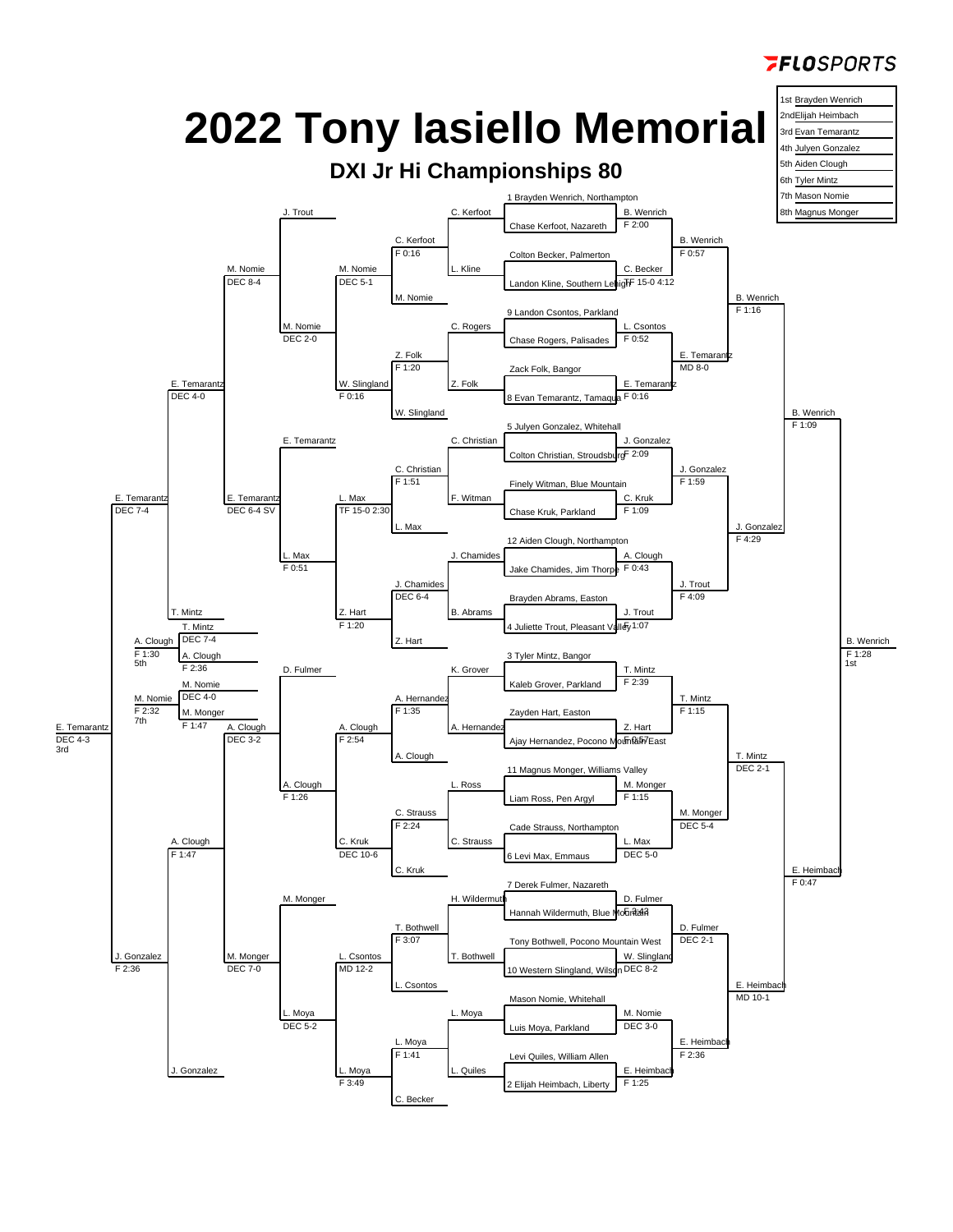# 2022 Tony Iasiello Memorial

## DXI Jr Hi Championships 80

| Place | Name |
|---|---|
| 1st | Brayden Wenrich |
| 2nd | Elijah Heimbach |
| 3rd | Evan Temarantz |
| 4th | Julyen Gonzalez |
| 5th | Aiden Clough |
| 6th | Tyler Mintz |
| 7th | Mason Nomie |
| 8th | Magnus Monger |

### Championship Bracket – First Round

| Wrestler 1 | Wrestler 2 | Winner | Result |
|---|---|---|---|
| 1 Brayden Wenrich, Northampton | Chase Kerfoot, Nazareth | B. Wenrich | F 2:00 |
| Colton Becker, Palmerton | Landon Kline, Southern Lehigh | C. Becker | TF 15-0 4:12 |
| 9 Landon Csontos, Parkland | Chase Rogers, Palisades | L. Csontos | F 0:52 |
| Zack Folk, Bangor | 8 Evan Temarantz, Tamaqua | E. Temarantz | F 0:16 |
| 5 Julyen Gonzalez, Whitehall | Colton Christian, Stroudsburg | J. Gonzalez | F 2:09 |
| Finely Witman, Blue Mountain | Chase Kruk, Parkland | C. Kruk | F 1:09 |
| 12 Aiden Clough, Northampton | Jake Chamides, Jim Thorpe | A. Clough | F 0:43 |
| Brayden Abrams, Easton | 4 Juliette Trout, Pleasant Valley | J. Trout | F 1:07 |
| 3 Tyler Mintz, Bangor | Kaleb Grover, Parkland | T. Mintz | F 2:39 |
| Zayden Hart, Easton | Ajay Hernandez, Pocono Mountain East | Z. Hart | F 0:57 |
| 11 Magnus Monger, Williams Valley | Liam Ross, Pen Argyl | M. Monger | F 1:15 |
| Cade Strauss, Northampton | 6 Levi Max, Emmaus | L. Max | DEC 5-0 |
| 7 Derek Fulmer, Nazareth | Hannah Wildermuth, Blue Mountain | D. Fulmer | F 3:43 |
| Tony Bothwell, Pocono Mountain West | 10 Western Slingland, Wilson | W. Slingland | DEC 8-2 |
| Mason Nomie, Whitehall | Luis Moya, Parkland | M. Nomie | DEC 3-0 |
| Levi Quiles, William Allen | 2 Elijah Heimbach, Liberty | E. Heimbach | F 1:25 |

### Championship Bracket – Quarterfinals

| Winner | Result |
|---|---|
| B. Wenrich | F 0:57 |
| E. Temarantz | MD 8-0 |
| J. Gonzalez | F 1:59 |
| J. Trout | F 4:09 |
| T. Mintz | F 1:15 |
| M. Monger | DEC 5-4 |
| D. Fulmer | DEC 2-1 |
| E. Heimbach | F 2:36 |

### Championship Bracket – Semifinals

| Winner | Result |
|---|---|
| B. Wenrich | F 1:16 |
| J. Gonzalez | F 4:29 |
| T. Mintz | DEC 2-1 |
| E. Heimbach | MD 10-1 |

### Championship Bracket – Final Rounds

| Winner | Result |
|---|---|
| B. Wenrich | F 1:09 |
| E. Heimbach | F 0:47 |
| B. Wenrich (1st) | F 1:28 |

### Consolation Bracket

| Matchup | Winner | Result |
|---|---|---|
| C. Kerfoot vs L. Kline | C. Kerfoot | F 0:16 |
| C. Rogers vs Z. Folk | Z. Folk | F 1:20 |
| C. Christian vs F. Witman | C. Christian | F 1:51 |
| J. Chamides vs B. Abrams | J. Chamides | DEC 6-4 |
| K. Grover vs A. Hernandez | A. Hernandez | F 1:35 |
| L. Ross vs C. Strauss | C. Strauss | F 2:24 |
| H. Wildermuth vs T. Bothwell | T. Bothwell | F 3:07 |
| L. Moya vs L. Quiles | L. Moya | F 1:41 |
| J. Trout vs C. Kerfoot | J. Trout | |
| M. Nomie vs Z. Folk | M. Nomie | DEC 5-1 |
| E. Temarantz vs C. Christian | E. Temarantz | |
| L. Max vs J. Chamides | L. Max | TF 15-0 2:30 |
| D. Fulmer vs A. Hernandez | D. Fulmer | |
| A. Clough vs C. Strauss | A. Clough | F 2:54 |
| M. Monger vs T. Bothwell | M. Monger | |
| L. Moya vs C. Becker | L. Moya | F 3:49 |
| M. Nomie vs W. Slingland | W. Slingland | F 0:16 |
| Z. Hart vs L. Max | Z. Hart | F 1:20 |
| C. Kruk vs A. Clough | C. Kruk | DEC 10-6 |
| L. Csontos vs L. Moya | L. Csontos | MD 12-2 |
| J. Trout vs M. Nomie | M. Nomie | DEC 2-0 |
| E. Temarantz vs L. Max | L. Max | F 0:51 |
| D. Fulmer vs A. Clough | A. Clough | F 1:26 |
| M. Monger vs L. Moya | L. Moya | DEC 5-2 |
| M. Nomie vs E. Temarantz | M. Nomie | DEC 8-4 |
| E. Temarantz vs L. Max | E. Temarantz | DEC 6-4 SV |
| A. Clough vs M. Monger | A. Clough | DEC 3-2 |
| M. Monger vs L. Moya | M. Monger | DEC 7-0 |
| E. Temarantz vs T. Mintz | E. Temarantz | DEC 4-0 |
| A. Clough vs J. Gonzalez | A. Clough | F 1:47 |
| E. Temarantz vs A. Clough | E. Temarantz | DEC 7-4 |
| J. Gonzalez vs A. Clough | J. Gonzalez | F 2:36 |
| E. Temarantz vs J. Gonzalez (3rd) | E. Temarantz | DEC 4-3 |

### Placement Matches

| Matchup | Winner | Result |
|---|---|---|
| T. Mintz vs A. Clough | T. Mintz | DEC 7-4 |
| T. Mintz vs A. Clough (5th) | A. Clough | F 1:30 |
| M. Nomie vs M. Monger | M. Nomie | DEC 4-0 |
| M. Nomie vs M. Monger (7th) | M. Nomie | F 2:32 |
| A. Clough | | F 2:36 |
| M. Monger | | F 1:47 |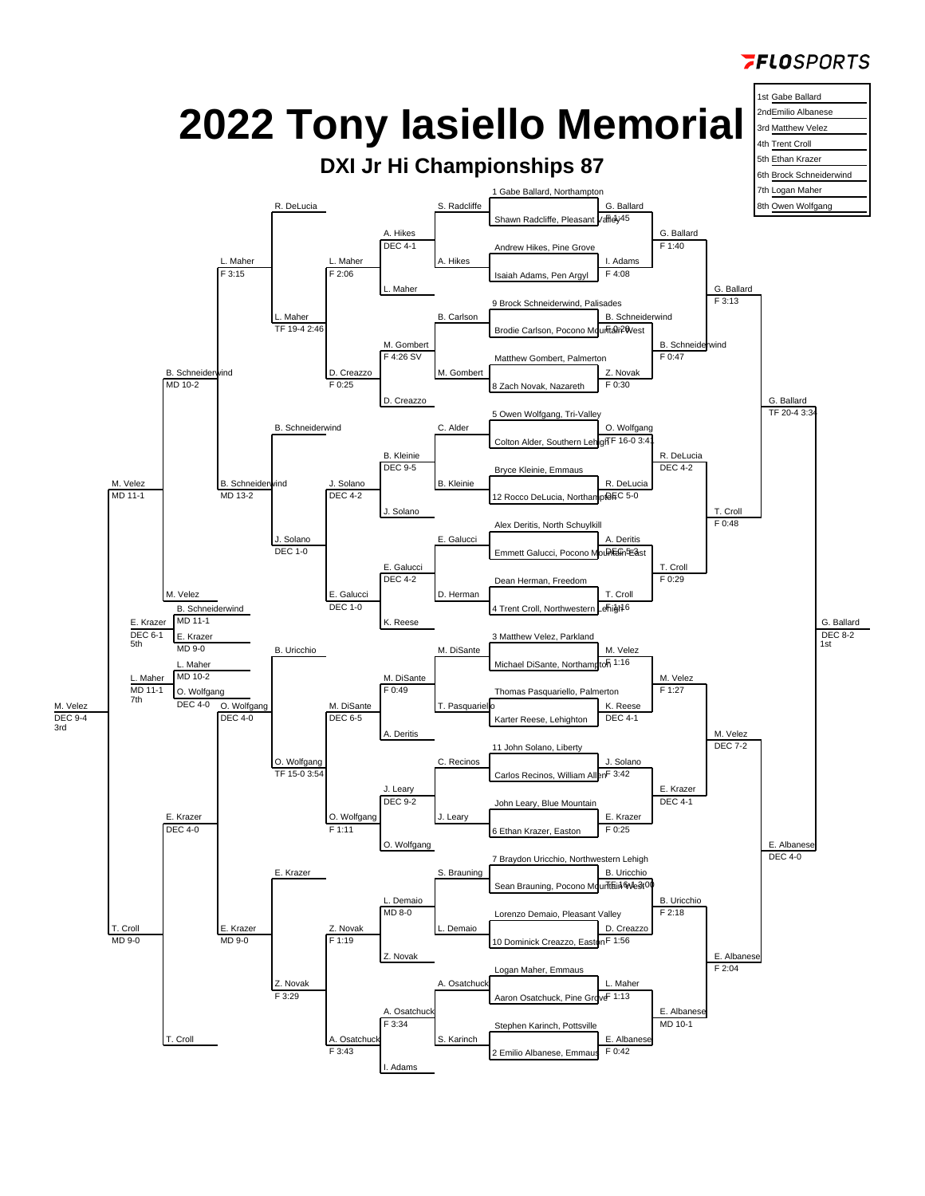FLOSPORTS

# 2022 Tony Iasiello Memorial

## DXI Jr Hi Championships 87

| Place | Name |
|---|---|
| 1st | Gabe Ballard |
| 2nd | Emilio Albanese |
| 3rd | Matthew Velez |
| 4th | Trent Croll |
| 5th | Ethan Krazer |
| 6th | Brock Schneiderwind |
| 7th | Logan Maher |
| 8th | Owen Wolfgang |

### Championship Bracket

**First Round**

- 1 Gabe Ballard, Northampton vs Shawn Radcliffe, Pleasant Valley — G. Ballard F 1:45
- Andrew Hikes, Pine Grove vs Isaiah Adams, Pen Argyl — I. Adams F 4:08
- 9 Brock Schneiderwind, Palisades vs Brodie Carlson, Pocono Mountain West — B. Schneiderwind F 0:29
- Matthew Gombert, Palmerton vs 8 Zach Novak, Nazareth — Z. Novak F 0:30
- 5 Owen Wolfgang, Tri-Valley vs Colton Alder, Southern Lehigh — O. Wolfgang TF 16-0 3:41
- Bryce Kleinie, Emmaus vs 12 Rocco DeLucia, Northampton — R. DeLucia DEC 5-0
- Alex Deritis, North Schuylkill vs Emmett Galucci, Pocono Mountain East — A. Deritis DEC 5-3
- Dean Herman, Freedom vs 4 Trent Croll, Northwestern Lehigh — T. Croll F 1:16
- 3 Matthew Velez, Parkland vs Michael DiSante, Northampton — M. Velez F 1:16
- Thomas Pasquariello, Palmerton vs Karter Reese, Lehighton — K. Reese DEC 4-1
- 11 John Solano, Liberty vs Carlos Recinos, William Allen — J. Solano F 3:42
- John Leary, Blue Mountain vs 6 Ethan Krazer, Easton — E. Krazer F 0:25
- 7 Braydon Uricchio, Northwestern Lehigh vs Sean Brauning, Pocono Mountain West — B. Uricchio TF 16-1 3:00
- Lorenzo Demaio, Pleasant Valley vs 10 Dominick Creazzo, Easton — D. Creazzo F 1:56
- Logan Maher, Emmaus vs Aaron Osatchuck, Pine Grove — L. Maher F 1:13
- Stephen Karinch, Pottsville vs 2 Emilio Albanese, Emmaus — E. Albanese F 0:42

**Quarterfinals**

- G. Ballard vs I. Adams — G. Ballard F 1:40
- B. Schneiderwind vs Z. Novak — B. Schneiderwind F 0:47
- O. Wolfgang vs R. DeLucia — R. DeLucia DEC 4-2
- A. Deritis vs T. Croll — T. Croll F 0:29
- M. Velez vs K. Reese — M. Velez F 1:27
- J. Solano vs E. Krazer — E. Krazer DEC 4-1
- B. Uricchio vs D. Creazzo — B. Uricchio F 2:18
- L. Maher vs E. Albanese — E. Albanese MD 10-1

**Semifinals**

- G. Ballard vs B. Schneiderwind — G. Ballard F 3:13
- R. DeLucia vs T. Croll — T. Croll F 0:48
- M. Velez vs E. Krazer — M. Velez DEC 7-2
- B. Uricchio vs E. Albanese — E. Albanese F 2:04

**Semifinals (Championship)**

- G. Ballard vs T. Croll — G. Ballard TF 20-4 3:34
- M. Velez vs E. Albanese — E. Albanese DEC 4-0

**Final**

- G. Ballard vs E. Albanese — G. Ballard DEC 8-2 (1st)

### Consolation Bracket

**Consolation Round 1**

- S. Radcliffe vs A. Hikes — A. Hikes DEC 4-1
- B. Carlson vs M. Gombert — M. Gombert F 4:26 SV
- C. Alder vs B. Kleinie — B. Kleinie DEC 9-5
- E. Galucci vs D. Herman — E. Galucci DEC 4-2
- M. DiSante vs T. Pasquariello — M. DiSante F 0:49
- C. Recinos vs J. Leary — J. Leary DEC 9-2
- S. Brauning vs L. Demaio — L. Demaio MD 8-0
- A. Osatchuck vs S. Karinch — A. Osatchuck F 3:34

**Consolation Round 2**

- A. Hikes vs L. Maher — L. Maher F 2:06
- M. Gombert vs D. Creazzo — D. Creazzo F 0:25
- B. Kleinie vs J. Solano — J. Solano DEC 4-2
- E. Galucci vs K. Reese — E. Galucci DEC 1-0
- M. DiSante vs A. Deritis — M. DiSante DEC 6-5
- J. Leary vs O. Wolfgang — O. Wolfgang F 1:11
- L. Demaio vs Z. Novak — Z. Novak F 1:19
- A. Osatchuck vs I. Adams — A. Osatchuck F 3:43

**Consolation Round 3**

- R. DeLucia vs L. Maher — L. Maher TF 19-4 2:46
- B. Schneiderwind vs J. Solano — J. Solano DEC 1-0
- B. Uricchio vs O. Wolfgang — O. Wolfgang TF 15-0 3:54
- E. Krazer vs Z. Novak — Z. Novak F 3:29

**Consolation Round 4**

- L. Maher vs B. Schneiderwind — L. Maher F 3:15 / B. Schneiderwind MD 13-2
- O. Wolfgang vs E. Krazer — O. Wolfgang DEC 4-0 / E. Krazer MD 9-0

**Consolation Semifinals**

- B. Schneiderwind vs M. Velez — B. Schneiderwind MD 10-2
- E. Krazer vs T. Croll — E. Krazer DEC 4-0

**Consolation Finals**

- M. Velez MD 11-1
- T. Croll MD 9-0

**3rd Place:** M. Velez vs T. Croll — M. Velez DEC 9-4 (3rd)

**5th Place:** M. Velez / B. Schneiderwind MD 11-1; E. Krazer MD 9-0 — E. Krazer DEC 6-1 (5th)

**7th Place:** L. Maher MD 10-2; O. Wolfgang DEC 4-0 — L. Maher MD 11-1 (7th)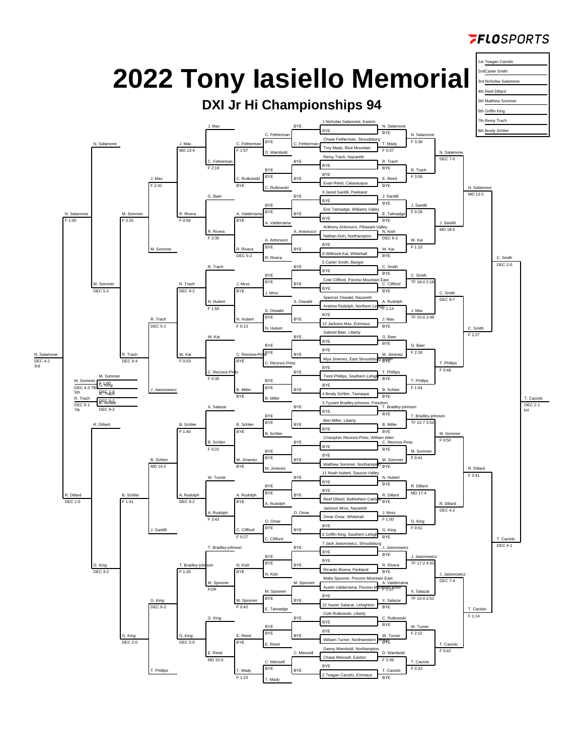FLOSPORTS

# 2022 Tony Iasiello Memorial

## DXI Jr Hi Championships 94

| Place | Wrestler |
|---|---|
| 1st | Teagan Caciolo |
| 2nd | Carter Smith |
| 3rd | Nicholas Salamone |
| 4th | Reef Dillard |
| 5th | Matthew Sommer |
| 6th | Griffin King |
| 7th | Remy Trach |
| 8th | Brody Schlier |

### Championship Bracket

**Preliminary / First Round**

- 1 Nicholas Salamone, Easton — BYE → N. Salamone
- Chase Fetherman, Stroudsburg vs Troy Mady, Blue Mountain → T. Mady F 0:37
- Remy Trach, Nazareth — BYE → R. Trach
- BYE vs Evan Reed, Catasauqua → E. Reed
- 9 Jared Santilli, Parkland — BYE → J. Santilli
- Erin Talmadge, Williams Valley — BYE → E. Talmadge
- Anthony Antonucci, Pleasant Valley vs Nathan Kish, Northampton → N. Kish DEC 6-2
- BYE vs 8 Willmont Kai, Whitehall → W. Kai
- 5 Carter Smith, Bangor — BYE → C. Smith
- Cole Clifford, Pocono Mountain East — BYE → C. Clifford
- Spencer Oswald, Nazareth vs Andrew Rudolph, Northern Lehigh → A. Rudolph F 1:14
- BYE vs 12 Jackson Max, Emmaus → J. Max
- Gabriel Baer, Liberty — BYE → G. Baer
- BYE vs Mya Jimenez, East Stroudsburg South → M. Jimenez
- BYE vs Trent Phillips, Southern Lehigh → T. Phillips
- BYE vs 4 Brody Schlier, Tamaqua → B. Schlier
- 3 Tyzaire Bradley-johnson, Freedom — BYE → T. Bradley-johnson
- Ben Miller, Liberty — BYE → B. Miller
- Cristopher Recinos-Pinto, William Allen — BYE → C. Recinos-Pinto
- BYE vs Matthew Sommer, Northampton → M. Sommer
- 11 Noah Hubert, Saucon Valley — BYE → N. Hubert
- BYE vs Reef Dillard, Bethlehem Catholic → R. Dillard
- Jackson Mroz, Nazareth vs Omar Omar, Whitehall → J. Mroz F 1:00
- BYE vs 6 Griffin King, Southern Lehigh → G. King
- 7 Jack Jasionowicz, Stroudsburg — BYE → J. Jasionowicz
- BYE vs Ricardo Rivera, Parkland → R. Rivera
- Malia Spooner, Pocono Mountain East vs Austin Valderrama, Pocono Mountain West → A. Valderrama F 1:07
- BYE vs 10 Xavier Salazar, Lehighton → X. Salazar
- Cole Rutkowski, Liberty — BYE → C. Rutkowski
- BYE vs William Turner, Northwestern Lehigh → W. Turner
- Danny Wambold, Northampton vs Chase Meixsell, Easton → D. Wambold F 2:49
- BYE vs 2 Teagan Caciolo, Emmaus → T. Caciolo

**Round of 16**

- N. Salamone vs T. Mady → N. Salamone F 3:38
- R. Trach vs E. Reed → R. Trach F 3:56
- J. Santilli vs E. Talmadge → J. Santilli F 0:28
- N. Kish vs W. Kai → W. Kai F 1:15
- C. Smith vs C. Clifford → C. Smith TF 18-0 2:18
- A. Rudolph vs J. Max → J. Max TF 15-0 2:48
- G. Baer vs M. Jimenez → G. Baer F 2:28
- T. Phillips vs B. Schlier → T. Phillips F 1:04
- T. Bradley-johnson vs B. Miller → T. Bradley-johnson TF 22-7 3:54
- C. Recinos-Pinto vs M. Sommer → M. Sommer F 0:41
- N. Hubert vs R. Dillard → R. Dillard MD 17-4
- J. Mroz vs G. King → G. King F 0:51
- J. Jasionowicz vs R. Rivera → J. Jasionowicz TF 17-2 4:03
- A. Valderrama vs X. Salazar → X. Salazar TF 15-0 2:52
- C. Rutkowski vs W. Turner → W. Turner F 2:22
- D. Wambold vs T. Caciolo → T. Caciolo F 0:32

**Quarterfinals**

- N. Salamone vs R. Trach → N. Salamone DEC 7-0
- J. Santilli vs W. Kai → J. Santilli MD 18-5
- C. Smith vs J. Max → C. Smith DEC 9-7
- G. Baer vs T. Phillips → T. Phillips F 0:48
- T. Bradley-johnson vs M. Sommer → M. Sommer F 0:50
- R. Dillard vs G. King → R. Dillard DEC 4-2
- J. Jasionowicz vs X. Salazar → J. Jasionowicz DEC 7-4
- W. Turner vs T. Caciolo → T. Caciolo F 0:42

**Semifinals**

- N. Salamone vs J. Santilli → N. Salamone MD 13-2
- C. Smith vs T. Phillips → C. Smith F 2:27
- M. Sommer vs R. Dillard → R. Dillard F 3:41
- J. Jasionowicz vs T. Caciolo → T. Caciolo F 1:14

**Semifinals (Top half / Bottom half)**

- N. Salamone vs C. Smith → C. Smith DEC 2-0
- R. Dillard vs T. Caciolo → T. Caciolo DEC 4-1

**Final**

- C. Smith vs T. Caciolo → T. Caciolo DEC 2-1 (1st)

### Consolation Bracket

**Consolation Round 1**

- BYE vs C. Fetherman → C. Fetherman
- BYE vs D. Wambold (BYE) → D. Wambold
- BYE vs C. Rutkowski → C. Rutkowski
- BYE vs A. Valderrama → A. Valderrama
- A. Antonucci (BYE) → A. Antonucci
- BYE vs R. Rivera → R. Rivera
- BYE vs J. Mroz → J. Mroz
- S. Oswald (BYE) → S. Oswald
- BYE vs N. Hubert → N. Hubert
- BYE vs C. Recinos-Pinto → C. Recinos-Pinto
- BYE vs B. Miller → B. Miller
- BYE vs B. Schlier → B. Schlier
- BYE vs M. Jimenez → M. Jimenez
- BYE vs A. Rudolph → A. Rudolph
- O. Omar (BYE) → O. Omar
- BYE vs C. Clifford → C. Clifford
- BYE vs N. Kish → N. Kish
- M. Spooner (BYE) → M. Spooner
- BYE vs E. Talmadge → E. Talmadge
- BYE vs E. Reed → E. Reed
- C. Meixsell (BYE) → C. Meixsell
- BYE vs T. Mady → T. Mady

**Consolation Round 2**

- C. Fetherman vs D. Wambold → C. Fetherman F 1:57
- C. Rutkowski → C. Rutkowski BYE
- A. Valderrama → A. Valderrama BYE
- A. Antonucci vs R. Rivera → R. Rivera DEC 5-2
- J. Mroz → J. Mroz BYE
- S. Oswald vs N. Hubert → N. Hubert F 0:13
- C. Recinos-Pinto → C. Recinos-Pinto BYE
- B. Miller → B. Miller BYE
- B. Schlier → B. Schlier BYE
- M. Jimenez → M. Jimenez BYE
- A. Rudolph → A. Rudolph BYE
- O. Omar vs C. Clifford → C. Clifford F 0:27
- N. Kish → N. Kish BYE
- M. Spooner vs E. Talmadge → M. Spooner F 0:42
- E. Reed → E. Reed BYE
- C. Meixsell vs T. Mady → T. Mady F 1:23

**Consolation Round 3**

- J. Max vs C. Fetherman → C. Fetherman F 2:19
- G. Baer vs A. Valderrama → R. Rivera F 2:30 (G. Baer / R. Rivera)
- R. Trach vs J. Mroz → N. Hubert F 1:50
- W. Kai vs C. Recinos-Pinto → C. Recinos-Pinto F 0:35
- X. Salazar vs B. Schlier → B. Schlier F 0:22
- W. Turner vs A. Rudolph → A. Rudolph F 3:43
- T. Bradley-johnson vs N. Kish → M. Spooner FOR
- G. King vs E. Reed → E. Reed MD 10-0

**Consolation Round 4**

- J. Max vs C. Fetherman → J. Max MD 13-4
- R. Rivera → R. Rivera F 0:58
- R. Trach vs N. Hubert → R. Trach DEC 9-2
- W. Kai vs C. Recinos-Pinto → W. Kai F 0:53
- B. Schlier → B. Schlier F 1:40
- A. Rudolph → A. Rudolph DEC 6-2
- T. Bradley-johnson vs M. Spooner → T. Bradley-johnson F 1:26
- G. King vs E. Reed → G. King DEC 5-0

**Consolation Round 5**

- J. Max vs R. Rivera → J. Max F 2:41
- M. Sommer → M. Sommer
- R. Trach vs W. Kai → R. Trach DEC 5-1
- J. Jasionowicz
- B. Schlier vs A. Rudolph → B. Schlier MD 14-2
- J. Santilli
- T. Bradley-johnson vs G. King → G. King DEC 6-2
- T. Phillips

**Consolation Quarterfinals**

- J. Max vs M. Sommer → M. Sommer F 3:25
- R. Trach vs J. Jasionowicz → R. Trach DEC 9-4
- B. Schlier vs J. Santilli → B. Schlier F 1:41
- G. King vs T. Phillips → G. King DEC 2-0

**Consolation Semifinals**

- N. Salamone vs M. Sommer → N. Salamone F 1:00
- M. Sommer vs R. Trach → M. Sommer DEC 5-2
- R. Dillard vs B. Schlier → R. Dillard DEC 1-0
- G. King → G. King DEC 9-2

**3rd Place**

- N. Salamone vs R. Dillard → N. Salamone DEC 4-2 (3rd)

**5th Place**

- M. Sommer vs G. King → M. Sommer DEC 4-3 TB (5th)

**7th Place**

- R. Trach vs B. Schlier → R. Trach DEC 6-1 (7th)

**Other placement bouts**

- M. Sommer vs G. King → F 1:00
- R. Trach vs B. Schlier → DEC 5-2, DEC 9-2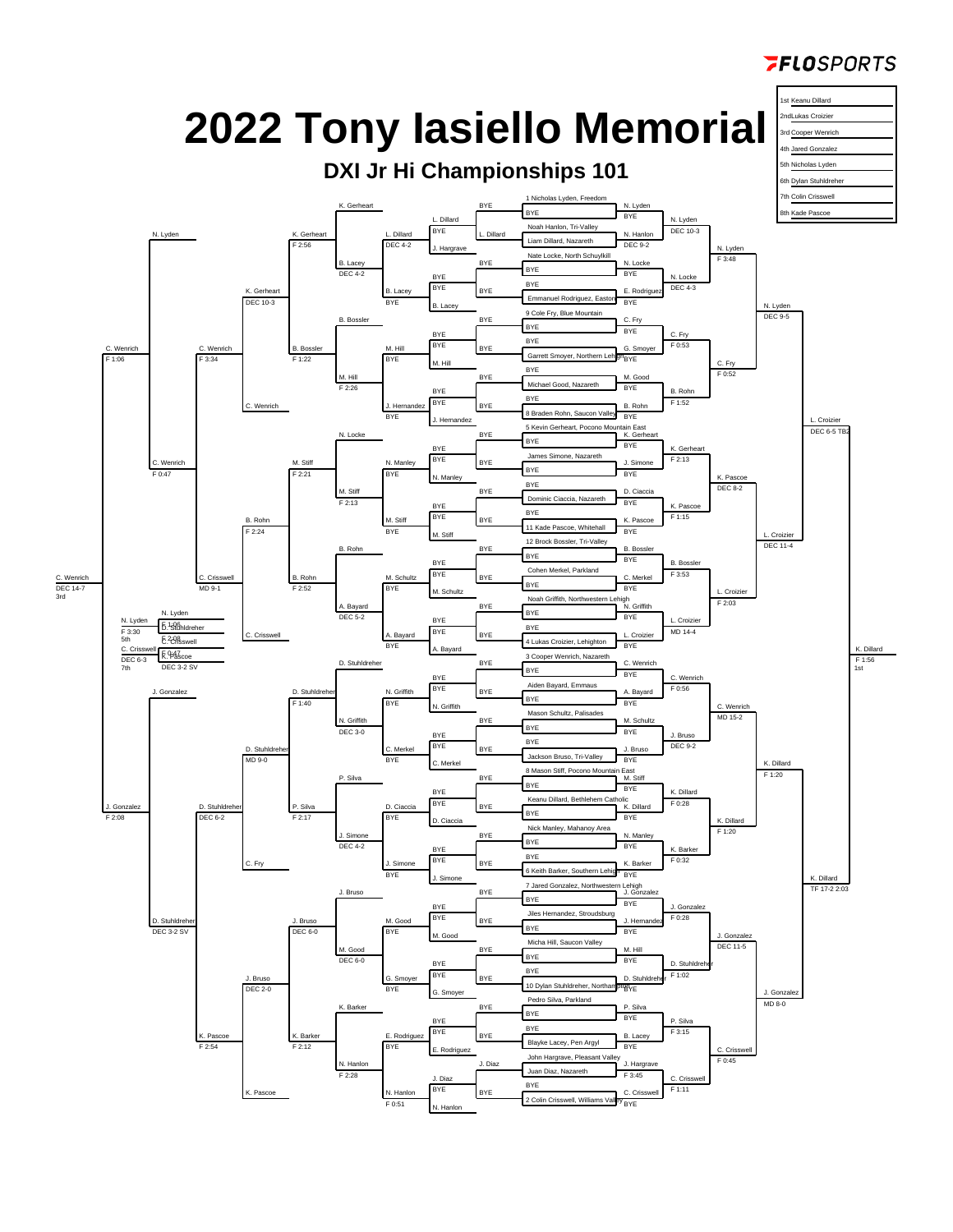# 2022 Tony Iasiello Memorial

## DXI Jr Hi Championships 101

| Place | Wrestler |
|---|---|
| 1st | Keanu Dillard |
| 2nd | Lukas Croizier |
| 3rd | Cooper Wenrich |
| 4th | Jared Gonzalez |
| 5th | Nicholas Lyden |
| 6th | Dylan Stuhldreher |
| 7th | Colin Crisswell |
| 8th | Kade Pascoe |

### Championship Bracket

| Seed / Wrestler | Round 1 | Round of 16 | Quarterfinals | Semifinals | Final |
|---|---|---|---|---|---|
| 1 Nicholas Lyden, Freedom | BYE | N. Lyden | N. Lyden DEC 10-3 | N. Lyden F 3:48 | N. Lyden DEC 9-5 |
| Noah Hanlon, Tri-Valley vs Liam Dillard, Nazareth | N. Hanlon DEC 9-2 | | | | |
| Nate Locke, North Schuylkill | BYE | N. Locke | N. Locke DEC 4-3 | | |
| Emmanuel Rodriguez, Easton | BYE | E. Rodriguez | | | |
| 9 Cole Fry, Blue Mountain | BYE | C. Fry | C. Fry F 0:53 | C. Fry F 0:52 | |
| Garrett Smoyer, Northern Lehigh | BYE | G. Smoyer | | | |
| Michael Good, Nazareth | BYE | M. Good | B. Rohn F 1:52 | | |
| 8 Braden Rohn, Saucon Valley | BYE | B. Rohn | | | |
| 5 Kevin Gerheart, Pocono Mountain East | BYE | K. Gerheart | K. Gerheart F 2:13 | K. Pascoe DEC 8-2 | L. Croizier DEC 11-4 |
| James Simone, Nazareth | BYE | J. Simone | | | |
| Dominic Ciaccia, Nazareth | BYE | D. Ciaccia | K. Pascoe F 1:15 | | |
| 11 Kade Pascoe, Whitehall | BYE | K. Pascoe | | | |
| 12 Brock Bossler, Tri-Valley | BYE | B. Bossler | B. Bossler F 3:53 | L. Croizier F 2:03 | |
| Cohen Merkel, Parkland | BYE | C. Merkel | | | |
| Noah Griffith, Northwestern Lehigh | BYE | N. Griffith | L. Croizier MD 14-4 | | |
| 4 Lukas Croizier, Lehighton | BYE | L. Croizier | | | |
| 3 Cooper Wenrich, Nazareth | BYE | C. Wenrich | C. Wenrich F 0:56 | C. Wenrich MD 15-2 | K. Dillard F 1:20 |
| Aiden Bayard, Emmaus | BYE | A. Bayard | | | |
| Mason Schultz, Palisades | BYE | M. Schultz | J. Bruso DEC 9-2 | | |
| Jackson Bruso, Tri-Valley | BYE | J. Bruso | | | |
| 8 Mason Stiff, Pocono Mountain East | BYE | M. Stiff | K. Dillard F 0:28 | K. Dillard F 1:20 | |
| Keanu Dillard, Bethlehem Catholic | BYE | K. Dillard | | | |
| Nick Manley, Mahanoy Area | BYE | N. Manley | K. Barker F 0:32 | | |
| 6 Keith Barker, Southern Lehigh | BYE | K. Barker | | | |
| 7 Jared Gonzalez, Northwestern Lehigh | BYE | J. Gonzalez | J. Gonzalez F 0:28 | J. Gonzalez DEC 11-5 | J. Gonzalez MD 8-0 |
| Jiles Hernandez, Stroudsburg | BYE | J. Hernandez | | | |
| Micha Hill, Saucon Valley | BYE | M. Hill | D. Stuhldreher F 1:02 | | |
| 10 Dylan Stuhldreher, Northampton | BYE | D. Stuhldreher | | | |
| Pedro Silva, Parkland | BYE | P. Silva | P. Silva F 3:15 | C. Crisswell F 0:45 | |
| Blayke Lacey, Pen Argyl | BYE | B. Lacey | | | |
| John Hargrave, Pleasant Valley vs Juan Diaz, Nazareth | J. Hargrave F 3:45 | | C. Crisswell F 1:11 | | |
| 2 Colin Crisswell, Williams Valley | BYE | C. Crisswell | | | |

Championship Semifinals: L. Croizier DEC 6-5 TB2; K. Dillard TF 17-2 2:03

Championship Final: K. Dillard F 1:56 — 1st

### Consolation Bracket

| Match | Result |
|---|---|
| L. Dillard vs BYE / J. Hargrave | L. Dillard |
| K. Gerheart vs L. Dillard | L. Dillard DEC 4-2 |
| BYE / B. Lacey | B. Lacey |
| K. Gerheart vs B. Lacey | K. Gerheart DEC 4-2 |
| K. Gerheart vs K. Gerheart | K. Gerheart F 2:56 |
| BYE / M. Hill | M. Hill |
| B. Bossler vs M. Hill | B. Bossler F 1:22 |
| BYE / J. Hernandez | J. Hernandez |
| M. Hill vs J. Hernandez | M. Hill F 2:26 |
| K. Gerheart vs B. Bossler | K. Gerheart DEC 10-3 |
| C. Wenrich vs K. Gerheart | C. Wenrich F 3:34 |
| BYE / N. Manley | N. Manley |
| N. Locke vs N. Manley | M. Stiff F 2:21 |
| BYE / M. Stiff | M. Stiff |
| M. Stiff vs M. Stiff | M. Stiff F 2:13 |
| BYE / M. Schultz | M. Schultz |
| B. Rohn vs M. Schultz | B. Rohn F 2:52 |
| BYE / A. Bayard | A. Bayard |
| A. Bayard | A. Bayard DEC 5-2 |
| M. Stiff vs B. Rohn | B. Rohn F 2:24 |
| B. Rohn vs C. Crisswell | C. Crisswell MD 9-1 |
| N. Lyden vs C. Wenrich | C. Wenrich F 0:47 |
| C. Wenrich vs C. Wenrich | C. Wenrich F 1:06 |
| BYE / N. Griffith | N. Griffith |
| D. Stuhldreher vs N. Griffith | D. Stuhldreher F 1:40 |
| BYE / C. Merkel | C. Merkel |
| N. Griffith vs C. Merkel | N. Griffith DEC 3-0 |
| D. Stuhldreher vs N. Griffith | D. Stuhldreher MD 9-0 |
| BYE / D. Ciaccia | D. Ciaccia |
| P. Silva vs D. Ciaccia | P. Silva F 2:17 |
| BYE / J. Simone | J. Simone |
| J. Simone | J. Simone DEC 4-2 |
| P. Silva vs J. Simone / C. Fry | D. Stuhldreher DEC 6-2 |
| J. Gonzalez vs D. Stuhldreher | J. Gonzalez F 2:08 |
| BYE / M. Good | M. Good |
| J. Bruso vs M. Good | J. Bruso DEC 6-0 |
| BYE / G. Smoyer | G. Smoyer |
| M. Good vs G. Smoyer | M. Good DEC 6-0 |
| J. Bruso vs M. Good | J. Bruso DEC 2-0 |
| BYE / E. Rodriguez | E. Rodriguez |
| K. Barker vs E. Rodriguez | K. Barker F 2:12 |
| J. Diaz vs N. Hanlon | N. Hanlon F 0:51 |
| N. Hanlon | N. Hanlon F 2:28 |
| K. Barker vs N. Hanlon | K. Pascoe F 2:54 |
| D. Stuhldreher vs J. Bruso / K. Pascoe | D. Stuhldreher DEC 3-2 SV |

3rd Place: C. Wenrich DEC 14-7 (3rd)

5th Place: N. Lyden vs D. Stuhldreher — N. Lyden F 3:30 (5th); F 1:06

7th Place: C. Crisswell vs K. Pascoe — C. Crisswell DEC 6-3 (7th); F 2:08; F 0:47; DEC 3-2 SV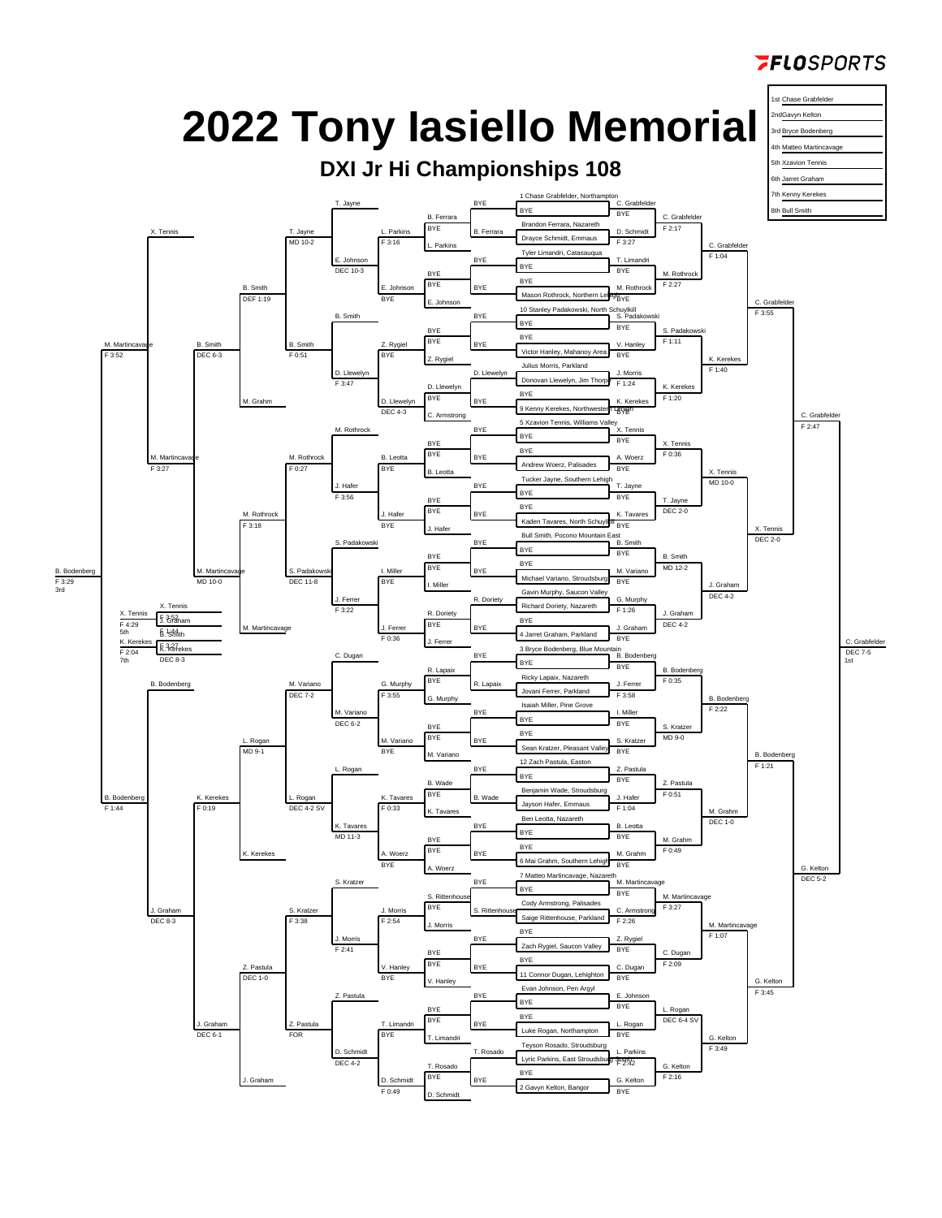# 2022 Tony Iasiello Memorial

## DXI Jr Hi Championships 108

| Place | Name |
| --- | --- |
| 1st | Chase Grabfelder |
| 2nd | Gavyn Kelton |
| 3rd | Bryce Bodenberg |
| 4th | Matteo Martincavage |
| 5th | Xzavion Tennis |
| 6th | Jarret Graham |
| 7th | Kenny Kerekes |
| 8th | Bull Smith |

### Championship Bracket

**First round entrants (seed order):**

1 Chase Grabfelder, Northampton — BYE
Brandon Ferrara, Nazareth
Drayce Schmidt, Emmaus
Tyler Limandri, Catasauqua — BYE
BYE — Mason Rothrock, Northern Lehigh
10 Stanley Padakowski, North Schuylkill — BYE
BYE — Victor Hanley, Mahanoy Area
Julius Morris, Parkland
Donovan Llewelyn, Jim Thorpe
BYE — 9 Kenny Kerekes, Northwestern Lehigh
5 Xzavion Tennis, Williams Valley — BYE
BYE — Andrew Woerz, Palisades
Tucker Jayne, Southern Lehigh — BYE
BYE — Kaden Tavares, North Schuylkill
Bull Smith, Pocono Mountain East — BYE
BYE — Michael Variano, Stroudsburg
Gavin Murphy, Saucon Valley
Richard Doriety, Nazareth
BYE — 4 Jarret Graham, Parkland
3 Bryce Bodenberg, Blue Mountain — BYE
Ricky Lapaix, Nazareth
Jovani Ferrer, Parkland
Isaiah Miller, Pine Grove — BYE
BYE — Sean Kratzer, Pleasant Valley
12 Zach Pastula, Easton — BYE
Benjamin Wade, Stroudsburg
Jayson Hafer, Emmaus
Ben Leotta, Nazareth — BYE
BYE — 6 Mai Grahm, Southern Lehigh
7 Matteo Martincavage, Nazareth — BYE
Cody Armstrong, Palisades
Saige Rittenhouse, Parkland
BYE — Zach Rygiel, Saucon Valley
BYE — 11 Connor Dugan, Lehighton
Evan Johnson, Pen Argyl — BYE
BYE — Luke Rogan, Northampton
Teyson Rosado, Stroudsburg
Lyric Parkins, East Stroudsburg
BYE — 2 Gavyn Kelton, Bangor

**First round:**
- C. Grabfelder (BYE)
- D. Schmidt F 3:27
- T. Limandri (BYE)
- M. Rothrock (BYE)
- S. Padakowski (BYE)
- V. Hanley (BYE)
- J. Morris
- K. Kerekes (BYE)
- X. Tennis (BYE)
- A. Woerz (BYE)
- T. Jayne (BYE)
- K. Tavares (BYE)
- B. Smith (BYE)
- M. Variano (BYE)
- G. Murphy F 1:26
- J. Graham (BYE)
- B. Bodenberg (BYE)
- J. Ferrer F 3:58
- I. Miller (BYE)
- S. Kratzer (BYE)
- Z. Pastula (BYE)
- J. Hafer F 1:04
- B. Leotta (BYE)
- M. Grahm (BYE)
- M. Martincavage (BYE)
- C. Armstrong F 2:26
- Z. Rygiel (BYE)
- C. Dugan (BYE)
- E. Johnson (BYE)
- L. Rogan (BYE)
- L. Parkins F 2:42
- G. Kelton (BYE)

**Second round:**
- C. Grabfelder F 2:17
- M. Rothrock F 2:27
- S. Padakowski F 1:11
- K. Kerekes F 1:20
- X. Tennis F 0:36
- T. Jayne DEC 2-0
- B. Smith MD 12-2
- J. Graham DEC 4-2
- B. Bodenberg F 0:35
- S. Kratzer MD 9-0
- Z. Pastula F 0:51
- M. Grahm F 0:49
- M. Martincavage F 3:27
- C. Dugan F 2:09
- L. Rogan DEC 6-4 SV
- G. Kelton F 2:16

**Quarterfinals:**
- C. Grabfelder F 1:04
- K. Kerekes F 1:40
- X. Tennis MD 10-0
- J. Graham DEC 4-2
- B. Bodenberg F 2:22
- M. Grahm DEC 1-0
- M. Martincavage F 1:07
- G. Kelton F 3:49

**Semifinals:**
- C. Grabfelder F 3:55
- X. Tennis DEC 2-0
- B. Bodenberg F 1:21
- G. Kelton F 3:45

**Finals:**
- C. Grabfelder F 2:47
- G. Kelton DEC 5-2

**Champion:** C. Grabfelder DEC 7-5 — 1st

### Consolation Bracket

**First consolation round (from bottom of tree):**
- B. Ferrara (BYE), B. Ferrara
- L. Parkins F 3:16
- E. Johnson (BYE)
- Z. Rygiel (BYE)
- D. Llewelyn DEC 4-3 (D. Llewelyn over C. Armstrong)
- B. Leotta (BYE)
- J. Hafer (BYE)
- I. Miller (BYE)
- J. Ferrer F 0:36 (R. Doriety vs J. Ferrer)
- G. Murphy F 3:55 (R. Lapaix vs G. Murphy)
- M. Variano (BYE)
- K. Tavares F 0:33 (B. Wade vs K. Tavares)
- A. Woerz (BYE)
- J. Morris F 2:54 (S. Rittenhouse vs J. Morris)
- V. Hanley (BYE)
- D. Schmidt F 0:49 (T. Rosado vs D. Schmidt)

**Next round:**
- T. Jayne MD 10-2
- E. Johnson DEC 10-3
- B. Smith F 0:51
- D. Llewelyn F 3:47
- M. Rothrock F 0:27
- J. Hafer F 3:56
- S. Padakowski DEC 11-8
- J. Ferrer F 3:22
- M. Variano DEC 7-2
- M. Variano DEC 6-2
- L. Rogan DEC 4-2 SV
- K. Tavares MD 11-3
- S. Kratzer F 3:38
- J. Morris F 2:41
- Z. Pastula FOR
- D. Schmidt DEC 4-2

**Next round:**
- B. Smith DEF 1:19
- M. Grahm
- M. Rothrock F 3:18
- M. Martincavage
- L. Rogan MD 9-1
- K. Kerekes
- Z. Pastula DEC 1-0
- J. Graham

**Next round:**
- B. Smith DEC 6-3
- M. Martincavage MD 10-0
- K. Kerekes F 0:19
- J. Graham DEC 6-1

**Consolation quarterfinals:**
- X. Tennis
- M. Martincavage F 3:27
- B. Bodenberg
- J. Graham DEC 8-3

**Consolation semifinals:**
- M. Martincavage F 3:52
- B. Bodenberg F 1:44

**3rd place:** B. Bodenberg F 3:29 — 3rd

**5th place:** X. Tennis over J. Graham F 3:52 — X. Tennis F 4:29 5th

**7th place:** K. Kerekes over B. Smith F 1:44 — K. Kerekes F 3:27, F 2:04, 7th DEC 8-3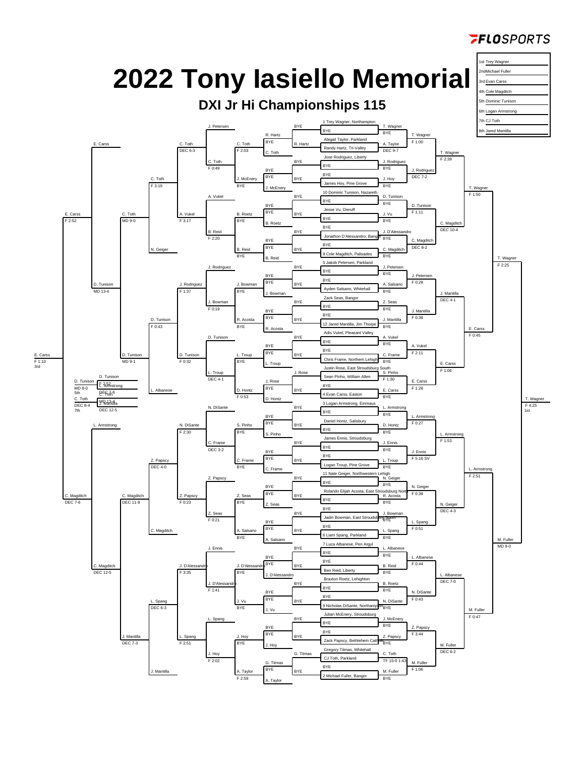# 2022 Tony Iasiello Memorial

## DXI Jr Hi Championships 115

| Place | Name |
|---|---|
| 1st | Trey Wagner |
| 2nd | Michael Fuller |
| 3rd | Evan Carss |
| 4th | Cole Magditch |
| 5th | Dominic Tunison |
| 6th | Logan Armstrong |
| 7th | CJ Toth |
| 8th | Jared Mantilla |

### Championship Bracket

**First Round**

- 1 Trey Wagner, Northampton — BYE → T. Wagner
- Abigail Taylor, Parkland vs Randy Hartz, Tri-Valley → A. Taylor DEC 9-7
- Jose Rodriguez, Liberty — BYE → J. Rodriguez
- BYE — James Hoy, Pine Grove → J. Hoy
- 10 Dominic Tunison, Nazareth — BYE → D. Tunison
- Jesse Vu, Dieruff — BYE → J. Vu
- BYE — Jonathon D'Alessandro, Bangor → J. D'Alessandro
- BYE — 8 Cole Magditch, Palisades → C. Magditch
- 5 Jakob Petersen, Parkland — BYE → J. Petersen
- BYE — Ayden Salsano, Whitehall → A. Salsano
- Zack Seas, Bangor — BYE → Z. Seas
- BYE — 12 Jared Mantilla, Jim Thorpe → J. Mantilla
- Adis Vukel, Pleasant Valley — BYE → A. Vukel
- BYE — Chris Frame, Northern Lehigh → C. Frame
- Justin Rose, East Stroudsburg South vs Sean Pinho, William Allen → S. Pinho F 1:30
- BYE — 4 Evan Carss, Easton → E. Carss
- 3 Logan Armstrong, Emmaus — BYE → L. Armstrong
- Daniel Hontz, Salisbury — BYE → D. Hontz
- James Ennis, Stroudsburg — BYE → J. Ennis
- BYE — Logan Troup, Pine Grove → L. Troup
- 11 Nate Geiger, Northwestern Lehigh — BYE → N. Geiger
- Rolando Elijah Acosta, East Stroudsburg North — BYE → R. Acosta
- BYE — Jadin Bowman, East Stroudsburg South → J. Bowman
- BYE — 6 Liam Spang, Parkland → L. Spang
- 7 Luca Albanese, Pen Argyl — BYE → L. Albanese
- BYE — Ben Reid, Liberty → B. Reid
- Braxton Roetz, Lehighton — BYE → B. Roetz
- BYE — 9 Nicholas DiSante, Northampton → N. DiSante
- Julian McEnery, Stroudsburg — BYE → J. McEnery
- BYE — Zack Papscy, Bethlehem Catholic → Z. Papscy
- Gregory Titmas, Whitehall vs CJ Toth, Parkland → C. Toth TF 15-0 1:43
- BYE — 2 Michael Fuller, Bangor → M. Fuller

**Second Round**

- T. Wagner over A. Taylor — F 1:00
- J. Rodriguez over J. Hoy — DEC 7-2
- D. Tunison over J. Vu — F 1:11
- C. Magditch over J. D'Alessandro — DEC 8-2
- J. Petersen over A. Salsano — F 0:28
- J. Mantilla over Z. Seas — F 0:38
- A. Vukel over C. Frame — F 2:11
- E. Carss over S. Pinho — F 1:28
- L. Armstrong over D. Hontz — F 0:27
- J. Ennis over L. Troup — F 5:16 SV
- N. Geiger over R. Acosta — F 0:38
- L. Spang over J. Bowman — F 0:51
- L. Albanese over B. Reid — F 0:44
- N. DiSante over B. Roetz — F 0:43
- Z. Papscy over J. McEnery — F 3:44
- M. Fuller over C. Toth — F 1:06

**Quarterfinals**

- T. Wagner over J. Rodriguez — F 2:39
- C. Magditch over D. Tunison — DEC 10-4
- J. Mantilla over J. Petersen — DEC 4-1
- E. Carss over A. Vukel — F 1:06
- L. Armstrong over J. Ennis — F 1:53
- N. Geiger over L. Spang — DEC 4-3
- L. Albanese over N. DiSante — DEC 7-0
- M. Fuller over Z. Papscy — DEC 6-2

**Semifinals**

- T. Wagner over C. Magditch — F 1:50
- E. Carss over J. Mantilla — F 0:45
- L. Armstrong over N. Geiger — F 2:51
- M. Fuller over L. Albanese — F 0:47

**Semifinals (Round 2)**

- T. Wagner over E. Carss — F 2:25
- M. Fuller over L. Armstrong — MD 9-0

**Final**

- T. Wagner over M. Fuller — F 4:25 — 1st

### Consolation Bracket

**Consolation Round 1**

- R. Hartz — BYE
- C. Toth over R. Hartz — F 2:03
- J. McEnery — BYE
- A. Vukel
- B. Roetz — BYE
- B. Reid — BYE
- J. Rodriguez
- J. Bowman — BYE
- R. Acosta — BYE
- D. Tunison
- L. Troup — BYE
- D. Hontz over J. Rose — F 0:53
- N. DiSante
- S. Pinho — BYE
- C. Frame — BYE
- Z. Papscy
- Z. Seas — BYE
- A. Salsano — BYE
- J. Ennis
- J. D'Alessandro — BYE
- J. Vu — BYE
- L. Spang
- J. Hoy — BYE
- A. Taylor over G. Titmas — F 2:59

**Consolation Round 2**

- J. Petersen vs C. Toth → C. Toth F 0:49
- A. Vukel vs B. Reid → B. Reid F 2:20
- J. Rodriguez vs J. Bowman → J. Bowman F 0:19
- D. Tunison vs L. Troup → L. Troup DEC 4-1
- N. DiSante vs C. Frame → C. Frame DEC 3-2
- Z. Papscy vs Z. Seas → Z. Seas F 0:21
- J. Ennis vs J. D'Alessandro → J. D'Alessandro F 1:41
- L. Spang vs J. Hoy → J. Hoy F 2:02

**Consolation Round 3**

- C. Toth — DEC 6-3
- A. Vukel — F 3:17
- J. Rodriguez — F 1:37
- D. Tunison — F 0:32
- N. DiSante — F 2:30
- Z. Papscy — F 0:23
- J. D'Alessandro — F 3:35
- L. Spang — F 2:51

**Consolation Round 4**

- C. Toth — F 3:19
- N. Geiger
- D. Tunison — F 0:43
- L. Albanese
- Z. Papscy — DEC 4-0
- C. Magditch
- L. Spang — DEC 6-3
- J. Mantilla

**Consolation Quarterfinals**

- C. Toth — MD 9-0
- D. Tunison — MD 9-1
- C. Magditch — DEC 11-8
- J. Mantilla — DEC 7-3

**Consolation Semifinals**

- E. Carss over C. Toth — F 2:52
- D. Tunison — MD 13-4
- L. Armstrong
- C. Magditch — DEC 12-5

**3rd Place**

- E. Carss over C. Magditch — F 1:10 — 3rd
- C. Magditch — DEC 7-6

**5th Place**

- D. Tunison over L. Armstrong — MD 8-0 — 5th
- D. Tunison — F 2:52
- L. Armstrong

**7th Place**

- C. Toth over J. Mantilla — DEC 8-4 — 7th
- C. Toth — DEC 7-6
- J. Mantilla — MD 13-4
- DEC 12-5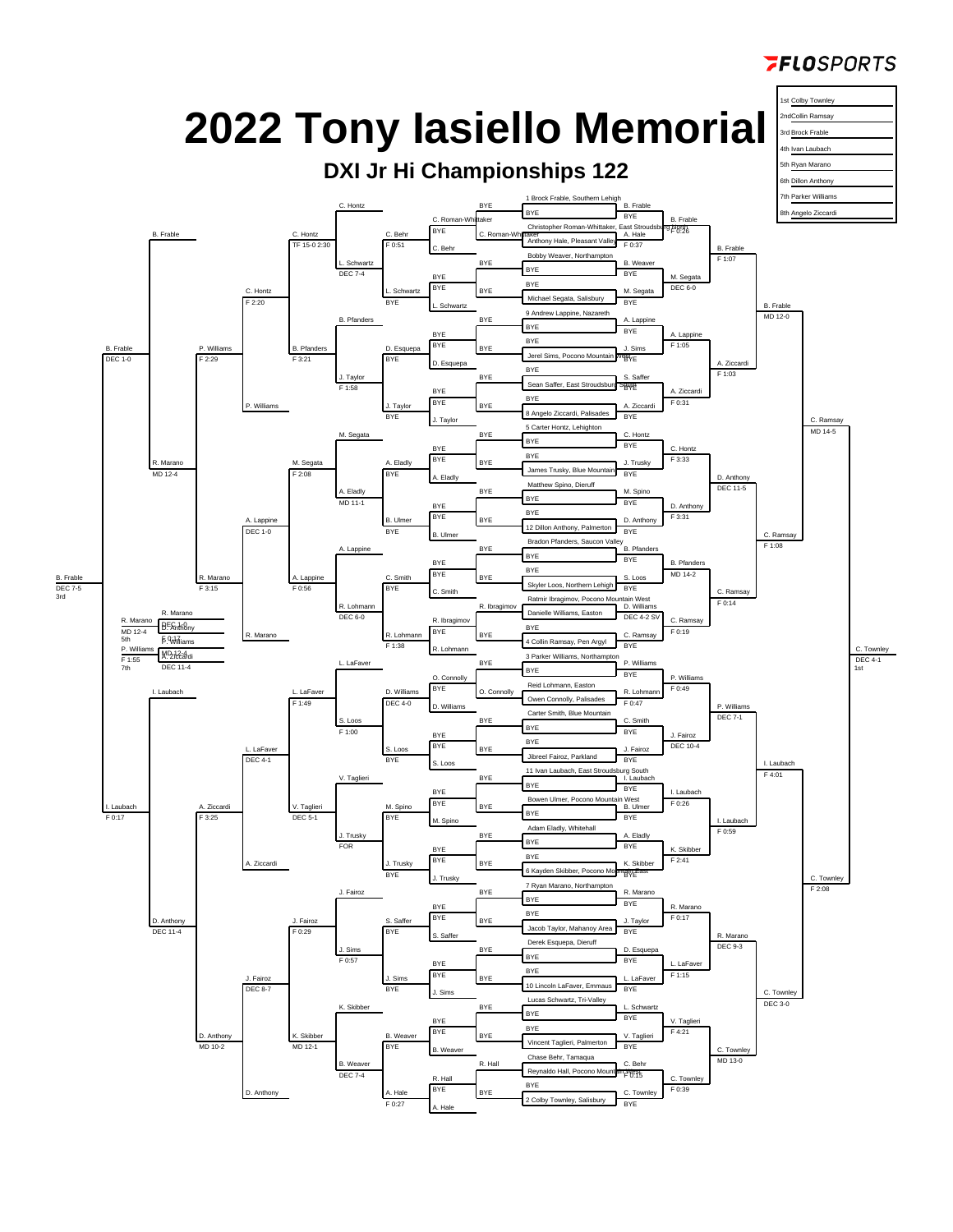# 2022 Tony Iasiello Memorial

## DXI Jr Hi Championships 122

| Place | Wrestler |
|---|---|
| 1st | Colby Townley |
| 2nd | Collin Ramsay |
| 3rd | Brock Frable |
| 4th | Ivan Laubach |
| 5th | Ryan Marano |
| 6th | Dillon Anthony |
| 7th | Parker Williams |
| 8th | Angelo Ziccardi |

### Championship Bracket

| Seed/Wrestler | Round 1 | Round 2 | Quarterfinals | Semifinals | Final |
|---|---|---|---|---|---|
| 1 Brock Frable, Southern Lehigh | BYE | B. Frable | B. Frable F 0:26 | B. Frable F 1:07 | B. Frable MD 12-0 |
| Christopher Roman-Whittaker, East Stroudsburg North | | A. Hale | | | |
| Anthony Hale, Pleasant Valley | | F 0:37 | | | |
| Bobby Weaver, Northampton | BYE | B. Weaver | M. Segata DEC 6-0 | | |
| Michael Segata, Salisbury | BYE | M. Segata | | | |
| 9 Andrew Lappine, Nazareth | BYE | A. Lappine | A. Lappine F 1:05 | A. Ziccardi F 1:03 | |
| Jerel Sims, Pocono Mountain West | BYE | J. Sims | | | |
| Sean Saffer, East Stroudsburg South | BYE | S. Saffer | A. Ziccardi F 0:31 | | |
| 8 Angelo Ziccardi, Palisades | BYE | A. Ziccardi | | | |
| 5 Carter Hontz, Lehighton | BYE | C. Hontz | C. Hontz F 3:33 | D. Anthony DEC 11-5 | C. Ramsay F 1:08 |
| James Trusky, Blue Mountain | BYE | J. Trusky | | | |
| Matthew Spino, Dieruff | BYE | M. Spino | D. Anthony F 3:31 | | |
| 12 Dillon Anthony, Palmerton | BYE | D. Anthony | | | |
| Bradon Pfanders, Saucon Valley | BYE | B. Pfanders | B. Pfanders MD 14-2 | C. Ramsay F 0:14 | |
| Skyler Loos, Northern Lehigh | BYE | S. Loos | | | |
| Ratmir Ibragimov, Pocono Mountain West | | D. Williams | C. Ramsay F 0:19 | | |
| Danielle Williams, Easton | | DEC 4-2 SV | | | |
| 4 Collin Ramsay, Pen Argyl | BYE | C. Ramsay | | | |
| 3 Parker Williams, Northampton | BYE | P. Williams | P. Williams F 0:49 | P. Williams DEC 7-1 | I. Laubach F 4:01 |
| Reid Lohmann, Easton | | R. Lohmann | | | |
| Owen Connolly, Palisades | | F 0:47 | | | |
| Carter Smith, Blue Mountain | BYE | C. Smith | J. Fairoz DEC 10-4 | | |
| Jibreel Fairoz, Parkland | BYE | J. Fairoz | | | |
| 11 Ivan Laubach, East Stroudsburg South | BYE | I. Laubach | I. Laubach F 0:26 | I. Laubach F 0:59 | |
| Bowen Ulmer, Pocono Mountain West | BYE | B. Ulmer | | | |
| Adam Eladly, Whitehall | BYE | A. Eladly | K. Skibber F 2:41 | | |
| 6 Kayden Skibber, Pocono Mountain East | BYE | K. Skibber | | | |
| 7 Ryan Marano, Northampton | BYE | R. Marano | R. Marano F 0:17 | R. Marano DEC 9-3 | C. Townley DEC 3-0 |
| Jacob Taylor, Mahanoy Area | BYE | J. Taylor | | | |
| Derek Esquepa, Dieruff | BYE | D. Esquepa | L. LaFaver F 1:15 | | |
| 10 Lincoln LaFaver, Emmaus | BYE | L. LaFaver | | | |
| Lucas Schwartz, Tri-Valley | BYE | L. Schwartz | V. Taglieri F 4:21 | C. Townley MD 13-0 | |
| Vincent Taglieri, Palmerton | BYE | V. Taglieri | | | |
| Chase Behr, Tamaqua | | C. Behr | C. Townley F 0:39 | | |
| Reynaldo Hall, Pocono Mountain West | | F 0:15 | | | |
| 2 Colby Townley, Salisbury | BYE | C. Townley | | | |

Semifinal results: C. Ramsay MD 14-5; C. Townley F 2:08

Championship: C. Townley DEC 4-1 (1st)

### Consolation Bracket

| Wrestler | Result |
|---|---|
| C. Roman-Whittaker | BYE |
| C. Behr | BYE |
| L. Schwartz | BYE |
| D. Esquepa | BYE |
| J. Taylor | BYE |
| A. Eladly | BYE |
| B. Ulmer | BYE |
| C. Smith | BYE |
| R. Ibragimov | BYE |
| R. Lohmann | BYE |
| O. Connolly | BYE |
| D. Williams | BYE |
| S. Loos | BYE |
| M. Spino | BYE |
| J. Trusky | BYE |
| S. Saffer | BYE |
| J. Sims | BYE |
| B. Weaver | BYE |
| R. Hall | BYE |
| A. Hale | BYE |

| Match | Winner | Result |
|---|---|---|
| C. Behr vs. C. Roman-Whittaker | C. Behr | F 0:51 |
| L. Schwartz vs. C. Hontz | C. Hontz | TF 15-0 2:30 |
| D. Esquepa vs. J. Taylor | B. Pfanders | F 3:21 |
| C. Hontz vs. L. Schwartz | L. Schwartz | DEC 7-4 |
| B. Pfanders vs. D. Esquepa | J. Taylor | F 1:58 |
| M. Segata vs. A. Eladly | M. Segata | F 2:08 |
| A. Eladly vs. B. Ulmer | A. Eladly | MD 11-1 |
| A. Lappine vs. C. Smith | A. Lappine | F 0:56 |
| R. Lohmann vs. R. Ibragimov | R. Lohmann | DEC 6-0 |
| R. Lohmann | | F 1:38 |
| L. LaFaver vs. D. Williams | L. LaFaver | F 1:49 |
| D. Williams vs. O. Connolly | D. Williams | DEC 4-0 |
| S. Loos vs. C. Smith | S. Loos | F 1:00 |
| V. Taglieri vs. M. Spino | V. Taglieri | DEC 5-1 |
| J. Trusky vs. A. Eladly | J. Trusky | FOR |
| J. Fairoz vs. S. Saffer | J. Fairoz | F 0:29 |
| J. Sims vs. D. Esquepa | J. Sims | F 0:57 |
| K. Skibber vs. B. Weaver | K. Skibber | MD 12-1 |
| B. Weaver vs. L. Schwartz | B. Weaver | DEC 7-4 |
| A. Hale vs. R. Hall | A. Hale | F 0:27 |
| C. Hontz vs. L. Schwartz | C. Hontz | F 2:20 |
| P. Williams vs. J. Taylor | P. Williams | F 2:29 |
| A. Lappine vs. M. Segata | A. Lappine | DEC 1-0 |
| R. Marano vs. A. Lappine | R. Marano | F 3:15 |
| L. LaFaver vs. S. Loos | L. LaFaver | DEC 4-1 |
| A. Ziccardi vs. V. Taglieri | A. Ziccardi | F 3:25 |
| J. Fairoz vs. J. Sims | J. Fairoz | DEC 8-7 |
| D. Anthony vs. K. Skibber | D. Anthony | MD 10-2 |
| B. Frable vs. C. Hontz | B. Frable | DEC 1-0 |
| R. Marano vs. P. Williams | R. Marano | MD 12-4 |
| I. Laubach vs. A. Ziccardi | I. Laubach | F 0:17 |
| D. Anthony vs. J. Fairoz | D. Anthony | DEC 11-4 |
| B. Frable vs. R. Marano (3rd) | B. Frable | DEC 7-5 |

| Placement Match | Winner | Result |
|---|---|---|
| 3rd | B. Frable | DEC 7-5 |
| 5th | R. Marano | MD 12-4 |
| 7th | P. Williams | F 1:55 |
| R. Marano vs. D. Anthony | R. Marano | DEC 1-0 |
| P. Williams vs. A. Ziccardi | P. Williams | F 0:12 |
| A. Ziccardi | | MD 12-4 |
| A. Ziccardi | | DEC 11-4 |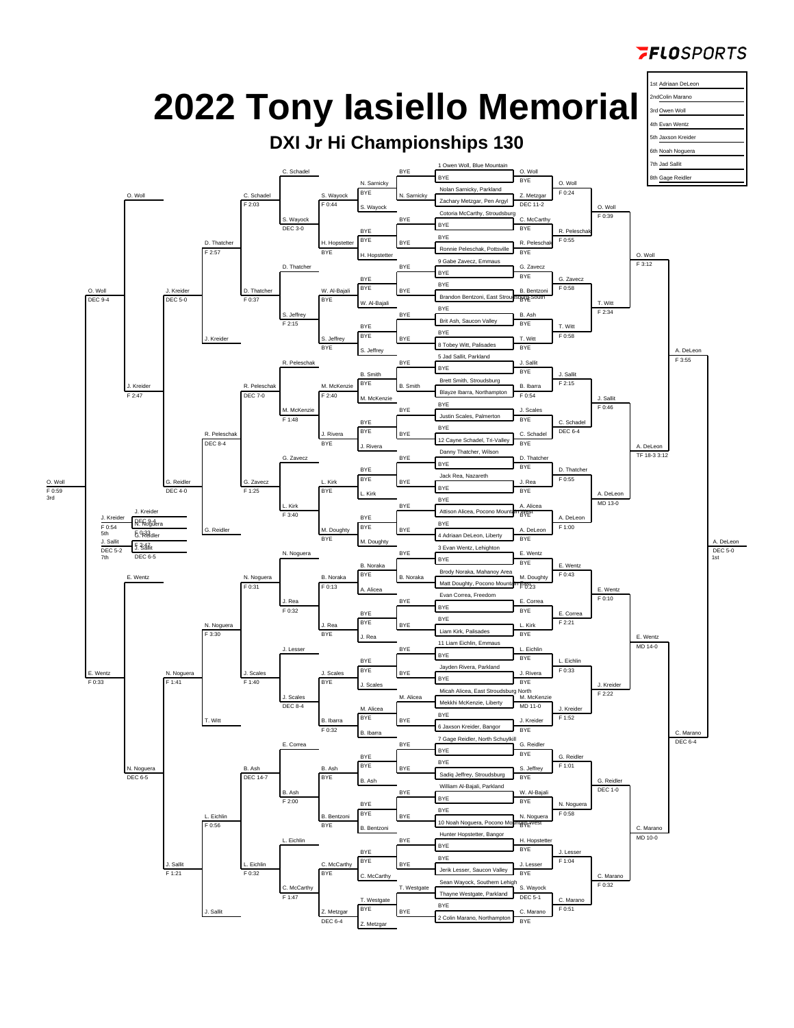# 2022 Tony Iasiello Memorial

## DXI Jr Hi Championships 130

| Place | Wrestler |
|---|---|
| 1st | Adriaan DeLeon |
| 2nd | Colin Marano |
| 3rd | Owen Woll |
| 4th | Evan Wentz |
| 5th | Jaxson Kreider |
| 6th | Noah Noguera |
| 7th | Jad Sallit |
| 8th | Gage Reidler |

### Championship Bracket

**First round (seeded entries)**

1 Owen Woll, Blue Mountain — BYE
Nolan Sarnicky, Parkland vs Zachary Metzgar, Pen Argyl
Cotoria McCarthy, Stroudsburg — BYE
BYE — Ronnie Peleschak, Pottsville
9 Gabe Zavecz, Emmaus — BYE
BYE — Brandon Bentzoni, East Stroudsburg South
BYE — Brit Ash, Saucon Valley
BYE — 8 Tobey Witt, Palisades
5 Jad Sallit, Parkland — BYE
Brett Smith, Stroudsburg vs Blayze Ibarra, Northampton
BYE — Justin Scales, Palmerton
BYE — 12 Cayne Schadel, Tri-Valley
Danny Thatcher, Wilson — BYE
Jack Rea, Nazareth — BYE
BYE — Attison Alicea, Pocono Mountain West
BYE — 4 Adriaan DeLeon, Liberty
3 Evan Wentz, Lehighton — BYE
Brody Noraka, Mahanoy Area vs Matt Doughty, Pocono Mountain East
Evan Correa, Freedom — BYE
BYE — Liam Kirk, Palisades
11 Liam Eichlin, Emmaus — BYE
Jayden Rivera, Parkland — BYE
Micah Alicea, East Stroudsburg North vs Mekkhi McKenzie, Liberty
BYE — 6 Jaxson Kreider, Bangor
7 Gage Reidler, North Schuylkill — BYE
BYE — Sadiq Jeffrey, Stroudsburg
William Al-Bajali, Parkland — BYE
BYE — 10 Noah Noguera, Pocono Mountain West
Hunter Hopstetter, Bangor — BYE
BYE — Jerik Lesser, Saucon Valley
Sean Wayock, Southern Lehigh vs Thayne Westgate, Parkland
BYE — 2 Colin Marano, Northampton

**Round results (winners)**

- O. Woll (BYE); Z. Metzgar (DEC 11-2); C. McCarthy (BYE); R. Peleschak (BYE); G. Zavecz (BYE); B. Bentzoni (BYE); B. Ash (BYE); T. Witt (BYE); J. Sallit (BYE); B. Ibarra (F 0:54); J. Scales (BYE); C. Schadel (BYE); D. Thatcher (BYE); J. Rea (BYE); A. Alicea (BYE); A. DeLeon (BYE); E. Wentz (BYE); M. Doughty (F 0:23); E. Correa (BYE); L. Kirk (BYE); L. Eichlin (BYE); J. Rivera (BYE); M. McKenzie (MD 11-0); J. Kreider (BYE); G. Reidler (BYE); S. Jeffrey (BYE); W. Al-Bajali (BYE); N. Noguera (BYE); H. Hopstetter (BYE); J. Lesser (BYE); S. Wayock (DEC 5-1); C. Marano (BYE)
- O. Woll (F 0:24); R. Peleschak (F 0:55); G. Zavecz (F 0:58); T. Witt (F 0:58); J. Sallit (F 2:15); C. Schadel (DEC 6-4); D. Thatcher (F 0:55); A. DeLeon (F 1:00); E. Wentz (F 0:43); E. Correa (F 2:21); L. Eichlin (F 0:33); J. Kreider (F 1:52); G. Reidler (F 1:01); N. Noguera (F 0:58); J. Lesser (F 1:04); C. Marano (F 0:51)
- Quarterfinals: O. Woll (F 0:39); T. Witt (F 2:34); J. Sallit (F 0:46); A. DeLeon (MD 13-0); E. Wentz (F 0:10); J. Kreider (F 2:22); G. Reidler (DEC 1-0); C. Marano (F 0:32)
- Semifinals: O. Woll (F 3:12); A. DeLeon (TF 18-3 3:12); E. Wentz (MD 14-0); C. Marano (MD 10-0)
- Semifinals (final four): A. DeLeon (F 3:55); C. Marano (DEC 6-4)
- **Final: A. DeLeon DEC 5-0 — 1st**

### Consolation Bracket

**Consolation first round (winners)**

- N. Sarnicky (BYE); S. Wayock (BYE); H. Hopstetter (BYE); W. Al-Bajali (BYE); S. Jeffrey (BYE); B. Smith (BYE); M. McKenzie (BYE); J. Rivera (BYE); L. Kirk (BYE); M. Doughty (BYE); B. Noraka (BYE); A. Alicea (BYE); J. Rea (BYE); J. Scales (BYE); B. Ibarra (BYE); B. Ash (BYE); B. Bentzoni (BYE); C. McCarthy (BYE); T. Westgate (BYE); Z. Metzgar (BYE)
- N. Sarnicky vs S. Wayock: S. Wayock (F 0:44); H. Hopstetter (BYE); W. Al-Bajali (BYE); S. Jeffrey (BYE); M. McKenzie (F 2:40); J. Rivera (BYE); L. Kirk (BYE); M. Doughty (BYE); B. Noraka (F 0:13); J. Rea (BYE); J. Scales (BYE); B. Ibarra (F 0:32); B. Ash (BYE); B. Bentzoni (BYE); C. McCarthy (BYE); Z. Metzgar (DEC 6-4)
- C. Schadel; S. Wayock (DEC 3-0); D. Thatcher; S. Jeffrey (F 2:15); R. Peleschak; M. McKenzie (F 1:48); G. Zavecz; L. Kirk (F 3:40); N. Noguera; J. Rea (F 0:32); J. Lesser; J. Scales (DEC 8-4); E. Correa; B. Ash (F 2:00); L. Eichlin; C. McCarthy (F 1:47)
- C. Schadel (F 2:03); D. Thatcher (F 0:37); R. Peleschak (DEC 7-0); G. Zavecz (F 1:25); N. Noguera (F 0:31); J. Scales (F 1:40); B. Ash (DEC 14-7); L. Eichlin (F 0:32)
- D. Thatcher (F 2:57); J. Kreider; R. Peleschak (DEC 8-4); G. Reidler; N. Noguera (F 3:30); T. Witt; L. Eichlin (F 0:56); J. Sallit
- O. Woll; J. Kreider (DEC 5-0); J. Kreider (F 2:47); G. Reidler (DEC 4-0); E. Wentz; N. Noguera (F 1:41); N. Noguera (DEC 6-5); J. Sallit (F 1:21)
- O. Woll (DEC 9-4); E. Wentz (F 0:33)
- **3rd place: O. Woll (F 0:59) — 3rd**

**5th place:** J. Kreider F 0:54 over N. Noguera (DEC 9-4) — 5th

**7th place:** J. Sallit DEC 5-2 over G. Reidler (F 0:33; F 2:47) — 7th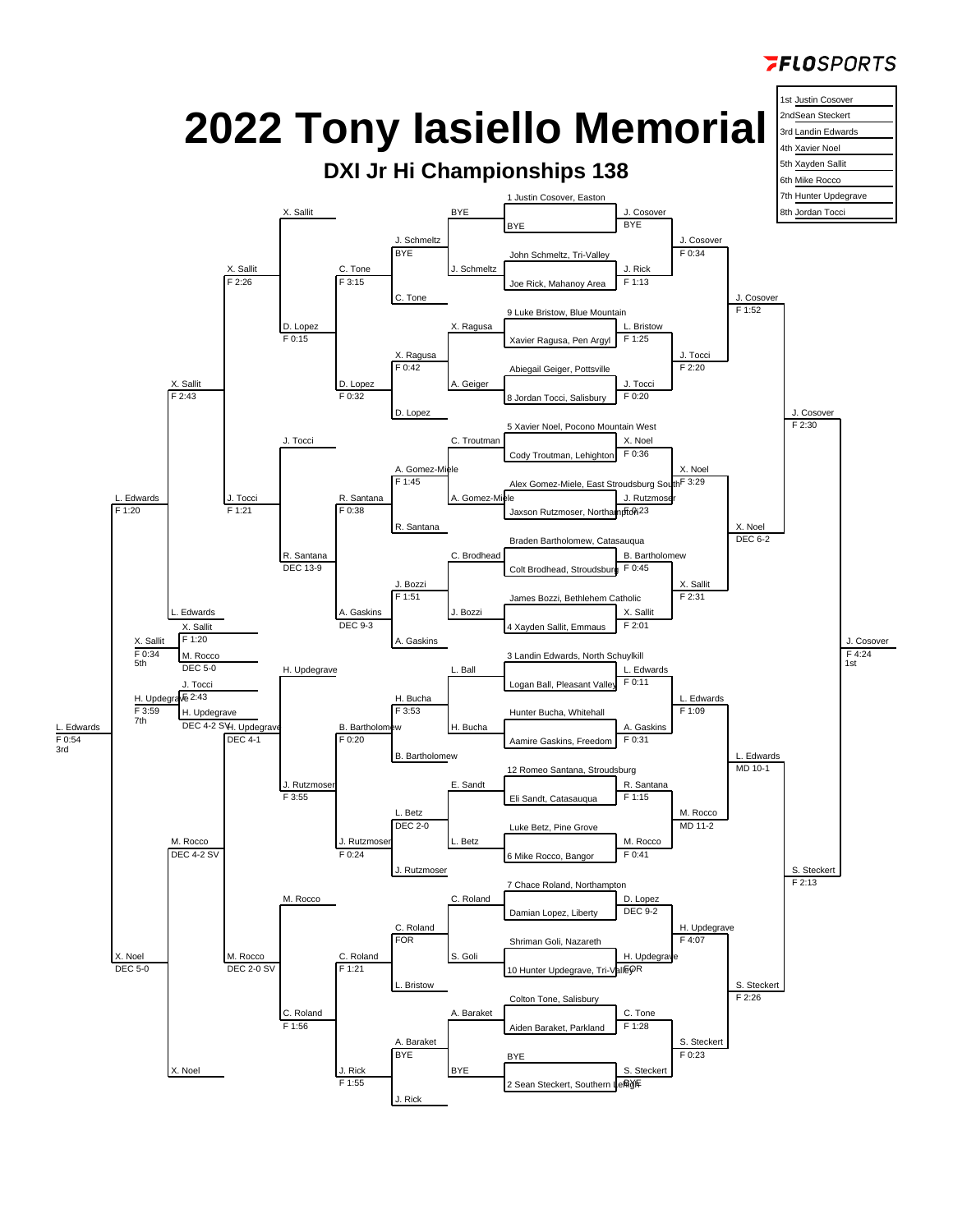# 2022 Tony Iasiello Memorial

## DXI Jr Hi Championships 138

| Place | Name |
|---|---|
| 1st | Justin Cosover |
| 2nd | Sean Steckert |
| 3rd | Landin Edwards |
| 4th | Xavier Noel |
| 5th | Xayden Sallit |
| 6th | Mike Rocco |
| 7th | Hunter Updegrave |
| 8th | Jordan Tocci |

### Championship Bracket

**First Round / Seeds**

- 1 Justin Cosover, Easton vs BYE — J. Cosover (BYE)
- John Schmeltz, Tri-Valley vs Joe Rick, Mahanoy Area — J. Rick (F 1:13)
- 9 Luke Bristow, Blue Mountain vs Xavier Ragusa, Pen Argyl — L. Bristow (F 1:25)
- Abiegail Geiger, Pottsville vs 8 Jordan Tocci, Salisbury — J. Tocci (F 0:20)
- 5 Xavier Noel, Pocono Mountain West vs Cody Troutman, Lehighton — X. Noel (F 0:36)
- Alex Gomez-Miele, East Stroudsburg South vs Jaxson Rutzmoser, Northampton — J. Rutzmoser (F 0:23)
- Braden Bartholomew, Catasauqua vs Colt Brodhead, Stroudsburg — B. Bartholomew (F 0:45)
- James Bozzi, Bethlehem Catholic vs 4 Xayden Sallit, Emmaus — X. Sallit (F 2:01)
- 3 Landin Edwards, North Schuylkill vs Logan Ball, Pleasant Valley — L. Edwards (F 0:11)
- Hunter Bucha, Whitehall vs Aamire Gaskins, Freedom — A. Gaskins (F 0:31)
- 12 Romeo Santana, Stroudsburg vs Eli Sandt, Catasauqua — R. Santana (F 1:15)
- Luke Betz, Pine Grove vs 6 Mike Rocco, Bangor — M. Rocco (F 0:41)
- 7 Chace Roland, Northampton vs Damian Lopez, Liberty — D. Lopez (DEC 9-2)
- Shriman Goli, Nazareth vs 10 Hunter Updegrave, Tri-Valley — H. Updegrave (FOR)
- Colton Tone, Salisbury vs Aiden Baraket, Parkland — C. Tone (F 1:28)
- BYE vs 2 Sean Steckert, Southern Lehigh — S. Steckert (BYE)

**Second Round**

- J. Cosover vs J. Rick — J. Cosover (F 0:34)
- L. Bristow vs J. Tocci — J. Tocci (F 2:20)
- X. Noel vs J. Rutzmoser — X. Noel (F 3:29)
- B. Bartholomew vs X. Sallit — X. Sallit (F 2:31)
- L. Edwards vs A. Gaskins — L. Edwards (F 1:09)
- R. Santana vs M. Rocco — M. Rocco (MD 11-2)
- D. Lopez vs H. Updegrave — H. Updegrave (F 4:07)
- C. Tone vs S. Steckert — S. Steckert (F 0:23)

**Quarterfinals**

- J. Cosover vs J. Tocci — J. Cosover (F 1:52)
- X. Noel vs X. Sallit — X. Noel (DEC 6-2)
- L. Edwards vs M. Rocco — L. Edwards (MD 10-1)
- H. Updegrave vs S. Steckert — S. Steckert (F 2:26)

**Semifinals**

- J. Cosover vs X. Noel — J. Cosover (F 2:30)
- L. Edwards vs S. Steckert — S. Steckert (F 2:13)

**Final**

- J. Cosover vs S. Steckert — J. Cosover (F 4:24) 1st

### Consolation Bracket

**Consolation Round 1**

- BYE vs J. Schmeltz — J. Schmeltz (BYE)
- X. Ragusa vs A. Geiger — X. Ragusa (F 0:42)
- C. Troutman vs A. Gomez-Miele — A. Gomez-Miele (F 1:45)
- C. Brodhead vs J. Bozzi — J. Bozzi (F 1:51)
- L. Ball vs H. Bucha — H. Bucha (F 3:53)
- E. Sandt vs L. Betz — L. Betz (DEC 2-0)
- C. Roland vs S. Goli — C. Roland (FOR)
- A. Baraket vs BYE — A. Baraket (BYE)

**Consolation Round 2**

- J. Schmeltz vs C. Tone — C. Tone (F 3:15)
- X. Ragusa vs D. Lopez — D. Lopez (F 0:32)
- A. Gomez-Miele vs R. Santana — R. Santana (F 0:38)
- J. Bozzi vs A. Gaskins — A. Gaskins (DEC 9-3)
- H. Bucha vs B. Bartholomew — B. Bartholomew (F 0:20)
- L. Betz vs J. Rutzmoser — J. Rutzmoser (F 0:24)
- C. Roland vs L. Bristow — C. Roland (F 1:21)
- A. Baraket vs J. Rick — J. Rick (F 1:55)

**Consolation Round 3**

- X. Sallit vs C. Tone — X. Sallit (F 2:26)
- D. Lopez — D. Lopez (F 0:15)
- J. Tocci vs R. Santana — J. Tocci (F 1:21)
- R. Santana vs A. Gaskins — R. Santana (DEC 13-9)
- H. Updegrave vs B. Bartholomew — H. Updegrave (DEC 4-1)
- J. Rutzmoser — J. Rutzmoser (F 3:55)
- M. Rocco vs C. Roland — M. Rocco (DEC 2-0 SV)
- C. Roland vs J. Rick — C. Roland (F 1:56)

**Consolation Quarterfinals**

- X. Sallit vs J. Tocci — X. Sallit (F 2:43)
- H. Updegrave vs M. Rocco — M. Rocco (DEC 4-2 SV)

**Consolation Semifinals**

- X. Sallit vs L. Edwards — L. Edwards (F 1:20)
- M. Rocco vs X. Noel — X. Noel (DEC 5-0)

**3rd Place**

- L. Edwards vs X. Noel — L. Edwards (F 0:54) 3rd

**5th Place**

- X. Sallit vs M. Rocco — X. Sallit (F 0:34) 5th (L. Edwards F 1:20; M. Rocco DEC 5-0)

**7th Place**

- J. Tocci vs H. Updegrave — H. Updegrave (F 3:59) 7th (J. Tocci F 2:43; H. Updegrave DEC 4-2 SV)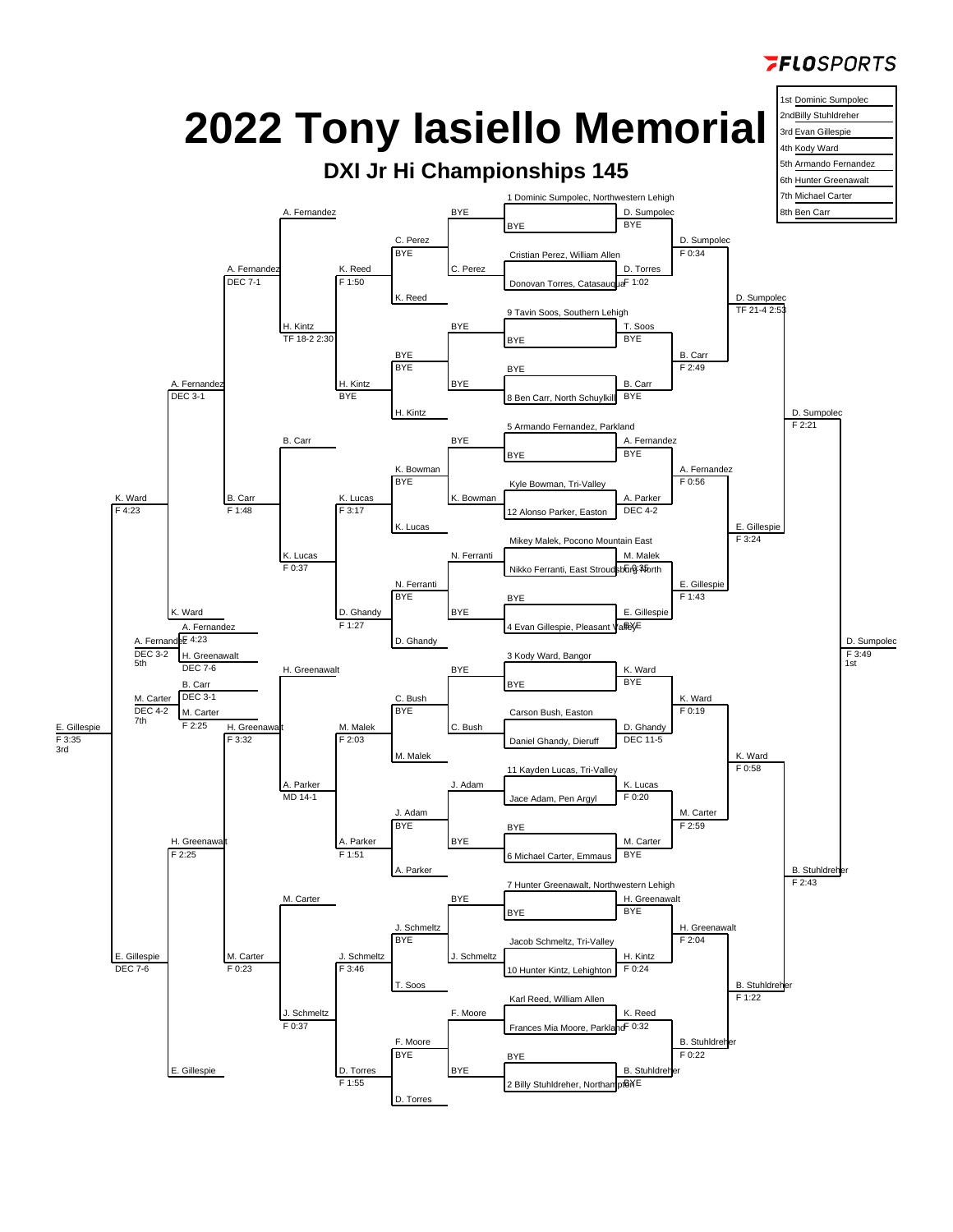FLOSPORTS

# 2022 Tony Iasiello Memorial

## DXI Jr Hi Championships 145

| Place | Name |
|---|---|
| 1st | Dominic Sumpolec |
| 2nd | Billy Stuhldreher |
| 3rd | Evan Gillespie |
| 4th | Kody Ward |
| 5th | Armando Fernandez |
| 6th | Hunter Greenawalt |
| 7th | Michael Carter |
| 8th | Ben Carr |

### Championship Bracket

**Top half**

- 1 Dominic Sumpolec, Northwestern Lehigh vs BYE — D. Sumpolec BYE
- Cristian Perez, William Allen vs Donovan Torres, Catasauqua — D. Torres F 1:02
- D. Sumpolec over D. Torres — F 0:34
- 9 Tavin Soos, Southern Lehigh vs BYE — T. Soos BYE
- BYE vs 8 Ben Carr, North Schuylkill — B. Carr BYE
- B. Carr over T. Soos — F 2:49
- D. Sumpolec over B. Carr — TF 21-4 2:53
- 5 Armando Fernandez, Parkland vs BYE — A. Fernandez BYE
- Kyle Bowman, Tri-Valley vs 12 Alonso Parker, Easton — A. Parker DEC 4-2
- A. Fernandez over A. Parker — F 0:56
- Mikey Malek, Pocono Mountain East vs Nikko Ferranti, East Stroudsburg North — M. Malek F 0:35
- BYE vs 4 Evan Gillespie, Pleasant Valley — E. Gillespie BYE
- E. Gillespie over M. Malek — F 1:43
- E. Gillespie over A. Fernandez — F 3:24
- D. Sumpolec over E. Gillespie — F 2:21

**Bottom half**

- 3 Kody Ward, Bangor vs BYE — K. Ward BYE
- Carson Bush, Easton vs Daniel Ghandy, Dieruff — D. Ghandy DEC 11-5
- K. Ward over D. Ghandy — F 0:19
- 11 Kayden Lucas, Tri-Valley vs Jace Adam, Pen Argyl — K. Lucas F 0:20
- BYE vs 6 Michael Carter, Emmaus — M. Carter BYE
- M. Carter over K. Lucas — F 2:59
- K. Ward over M. Carter — F 0:58
- 7 Hunter Greenawalt, Northwestern Lehigh vs BYE — H. Greenawalt BYE
- Jacob Schmeltz, Tri-Valley vs 10 Hunter Kintz, Lehighton — H. Kintz F 0:24
- H. Greenawalt over H. Kintz — F 2:04
- Karl Reed, William Allen vs Frances Mia Moore, Parkland — K. Reed F 0:32
- BYE vs 2 Billy Stuhldreher, Northampton — B. Stuhldreher BYE
- B. Stuhldreher over K. Reed — F 0:22
- B. Stuhldreher over H. Greenawalt — F 1:22
- B. Stuhldreher over K. Ward — F 2:43

**Final:** D. Sumpolec F 3:49 — 1st

### Consolation Bracket

- BYE / C. Perez — C. Perez BYE
- BYE / T. Soos... C. Perez vs K. Reed — K. Reed F 1:50
- BYE / BYE; BYE / H. Kintz — H. Kintz BYE
- A. Fernandez vs H. Kintz — H. Kintz TF 18-2 2:30
- K. Bowman BYE; K. Bowman vs K. Lucas — K. Lucas F 3:17
- N. Ferranti BYE; N. Ferranti vs D. Ghandy — D. Ghandy F 1:27
- B. Carr vs K. Lucas — K. Lucas F 0:37
- C. Bush BYE; C. Bush vs M. Malek — M. Malek F 2:03
- J. Adam BYE; J. Adam vs A. Parker — A. Parker F 1:51
- H. Greenawalt vs A. Parker — A. Parker MD 14-1
- J. Schmeltz BYE; J. Schmeltz vs T. Soos — J. Schmeltz F 3:46
- F. Moore BYE; F. Moore vs D. Torres — D. Torres F 1:55
- M. Carter vs J. Schmeltz — J. Schmeltz F 0:37
- A. Fernandez over H. Kintz — DEC 7-1
- B. Carr over K. Lucas — F 1:48
- H. Greenawalt over A. Parker — F 3:32
- M. Carter over J. Schmeltz — F 0:23
- A. Fernandez over B. Carr — DEC 3-1
- K. Ward over E. Gillespie... K. Ward — F 4:23
- H. Greenawalt over M. Carter — F 2:25
- E. Gillespie — DEC 7-6
- E. Gillespie over K. Ward — F 3:35 — 3rd

### Placement Matches

- 5th: A. Fernandez over K. Ward... A. Fernandez vs H. Greenawalt — A. Fernandez DEC 3-2 (5th); A. Fernandez F 4:23; H. Greenawalt DEC 7-6
- 7th: B. Carr vs M. Carter — M. Carter DEC 4-2 (7th); B. Carr DEC 3-1; M. Carter F 2:25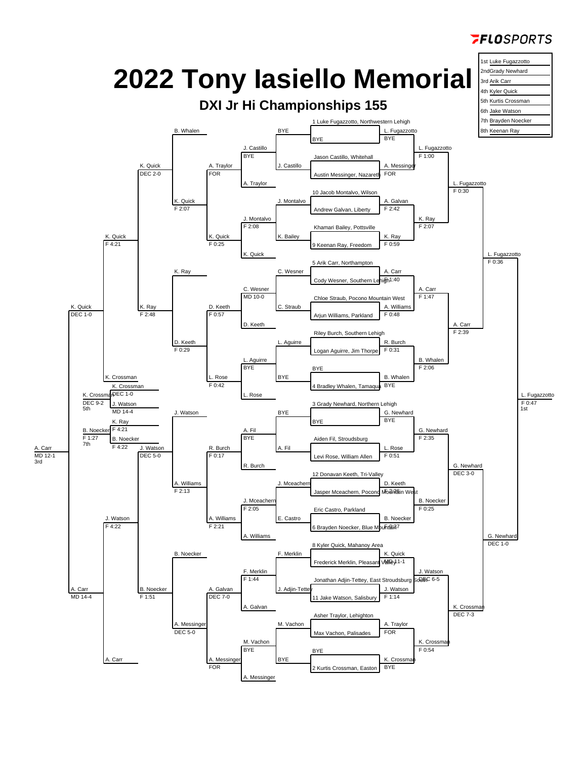# 2022 Tony Iasiello Memorial

## DXI Jr Hi Championships 155

| Place | Name |
|---|---|
| 1st | Luke Fugazzotto |
| 2nd | Grady Newhard |
| 3rd | Arik Carr |
| 4th | Kyler Quick |
| 5th | Kurtis Crossman |
| 6th | Jake Watson |
| 7th | Brayden Noecker |
| 8th | Keenan Ray |

### Championship Bracket

**Top half**

- 1 Luke Fugazzotto, Northwestern Lehigh vs BYE — L. Fugazzotto BYE
- Jason Castillo, Whitehall vs Austin Messinger, Nazareth — A. Messinger FOR
- L. Fugazzotto vs A. Messinger — L. Fugazzotto F 1:00
- 10 Jacob Montalvo, Wilson vs Andrew Galvan, Liberty — A. Galvan F 2:42
- Khamari Bailey, Pottsville vs 9 Keenan Ray, Freedom — K. Ray F 0:59
- A. Galvan vs K. Ray — K. Ray F 2:07
- L. Fugazzotto vs K. Ray — L. Fugazzotto F 0:30
- 5 Arik Carr, Northampton vs Cody Wesner, Southern Lehigh — A. Carr F 1:40
- Chloe Straub, Pocono Mountain West vs Arjun Williams, Parkland — A. Williams F 0:48
- A. Carr vs A. Williams — A. Carr F 1:47
- Riley Burch, Southern Lehigh vs Logan Aguirre, Jim Thorpe — R. Burch F 0:31
- BYE vs 4 Bradley Whalen, Tamaqua — B. Whalen BYE
- R. Burch vs B. Whalen — B. Whalen F 2:06
- A. Carr vs B. Whalen — A. Carr F 2:39
- L. Fugazzotto vs A. Carr — L. Fugazzotto F 0:36

**Bottom half**

- 3 Grady Newhard, Northern Lehigh vs BYE — G. Newhard BYE
- Aiden Fil, Stroudsburg vs Levi Rose, William Allen — L. Rose F 0:51
- G. Newhard vs L. Rose — G. Newhard F 2:35
- 12 Donavan Keeth, Tri-Valley vs Jasper Mceachern, Pocono Mountain West — D. Keeth F 2:26
- Eric Castro, Parkland vs 6 Brayden Noecker, Blue Mountain — B. Noecker F 0:37
- D. Keeth vs B. Noecker — B. Noecker F 0:25
- G. Newhard vs B. Noecker — G. Newhard DEC 3-0
- 8 Kyler Quick, Mahanoy Area vs Frederick Merklin, Pleasant Valley — K. Quick MD 11-1
- Jonathan Adjin-Tettey, East Stroudsburg South vs 11 Jake Watson, Salisbury — J. Watson F 1:14
- K. Quick vs J. Watson — J. Watson DEC 6-5
- Asher Traylor, Lehighton vs Max Vachon, Palisades — A. Traylor FOR
- BYE vs 2 Kurtis Crossman, Easton — K. Crossman BYE
- A. Traylor vs K. Crossman — K. Crossman F 0:54
- J. Watson vs K. Crossman — K. Crossman DEC 7-3
- G. Newhard vs K. Crossman — G. Newhard DEC 1-0

**Final:** L. Fugazzotto vs G. Newhard — L. Fugazzotto F 0:47 (1st)

### Consolation Bracket

**Upper consolation**

- BYE vs J. Castillo — J. Castillo BYE
- J. Montalvo vs K. Bailey — J. Montalvo F 2:08
- C. Wesner vs C. Straub — C. Wesner MD 10-0
- L. Aguirre vs BYE — L. Aguirre BYE
- J. Castillo vs A. Traylor — A. Traylor FOR
- J. Montalvo vs K. Quick — K. Quick F 0:25
- C. Wesner vs D. Keeth — D. Keeth F 0:57
- L. Aguirre vs L. Rose — L. Rose F 0:42
- B. Whalen vs A. Traylor — K. Quick DEC 2-0 (B. Whalen vs K. Quick)
- A. Traylor vs K. Quick — K. Quick F 2:07
- K. Ray vs D. Keeth — D. Keeth F 0:29
- D. Keeth vs L. Rose — K. Ray F 2:48
- K. Quick vs K. Ray — K. Quick F 4:21
- K. Quick vs K. Crossman — K. Quick DEC 1-0

**Lower consolation**

- BYE vs A. Fil — A. Fil BYE
- J. Mceachern vs E. Castro — J. Mceachern F 2:05
- F. Merklin vs J. Adjin-Tettey — F. Merklin F 1:44
- M. Vachon vs BYE — M. Vachon BYE
- A. Fil vs R. Burch — R. Burch F 0:17
- J. Mceachern vs A. Williams — A. Williams F 2:21
- F. Merklin vs A. Galvan — A. Galvan DEC 7-0
- M. Vachon vs A. Messinger — A. Messinger FOR
- J. Watson vs R. Burch — J. Watson DEC 5-0
- A. Williams vs A. Williams — A. Williams F 2:13
- B. Noecker vs A. Galvan — B. Noecker F 1:51
- A. Messinger vs A. Messinger — A. Messinger DEC 5-0
- J. Watson vs B. Noecker — J. Watson F 4:22
- A. Carr vs J. Watson — A. Carr MD 14-4

**3rd place:** K. Quick vs A. Carr — A. Carr MD 12-1 (3rd)

**5th place:** K. Crossman vs J. Watson — K. Crossman DEC 1-0; K. Crossman DEC 9-2 (5th)

**7th place:** K. Ray vs B. Noecker — B. Noecker F 4:22; B. Noecker F 1:27 (7th)

**Other placement:** J. Watson MD 14-4; K. Ray F 4:21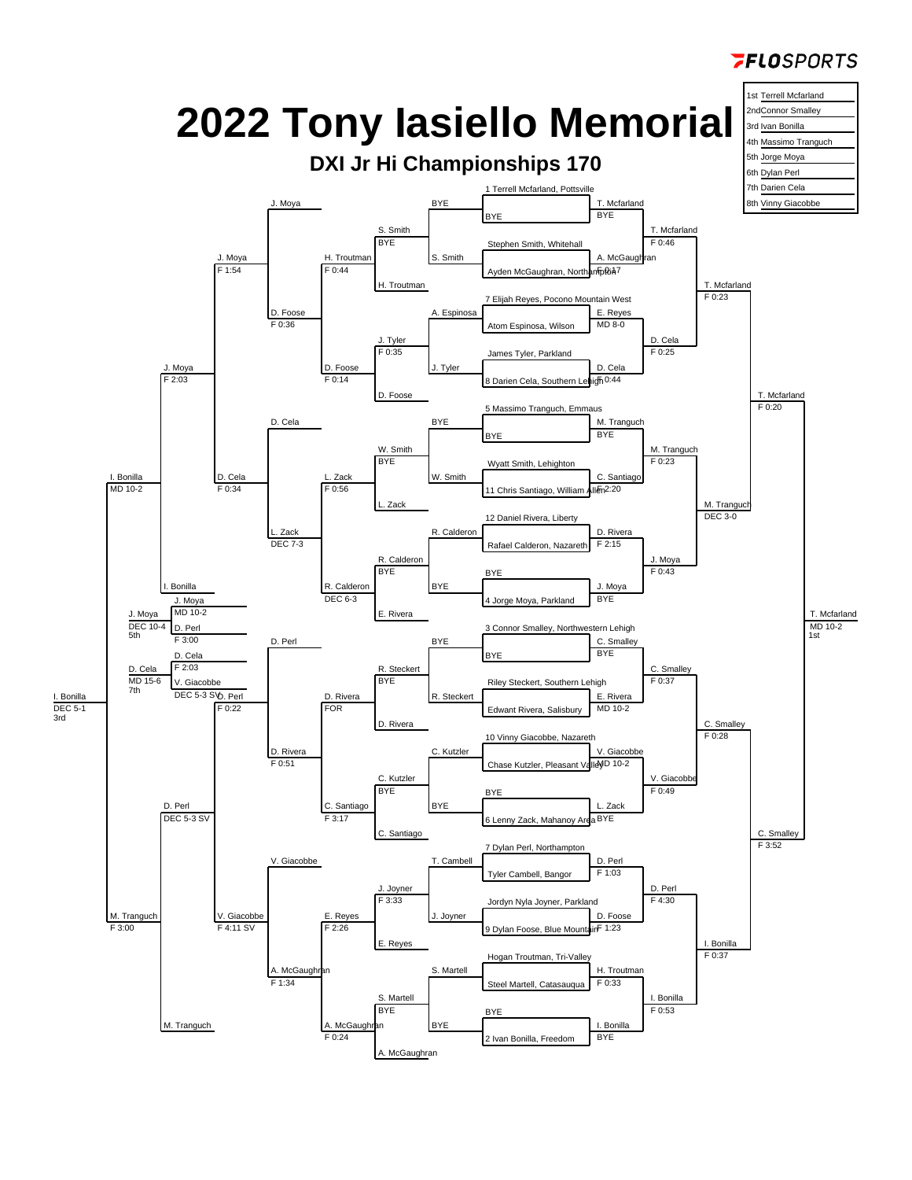# 2022 Tony Iasiello Memorial

## DXI Jr Hi Championships 170

| Place | Name |
|---|---|
| 1st | Terrell Mcfarland |
| 2nd | Connor Smalley |
| 3rd | Ivan Bonilla |
| 4th | Massimo Tranguch |
| 5th | Jorge Moya |
| 6th | Dylan Perl |
| 7th | Darien Cela |
| 8th | Vinny Giacobbe |

### Championship Bracket

**Seeds / First Round**

- 1 Terrell Mcfarland, Pottsville vs BYE — T. Mcfarland (BYE)
- Stephen Smith, Whitehall vs Ayden McGaughran, Northampton — A. McGaughran (F 0:17)
- 7 Elijah Reyes, Pocono Mountain West vs Atom Espinosa, Wilson — E. Reyes (MD 8-0)
- James Tyler, Parkland vs 8 Darien Cela, Southern Lehigh — D. Cela (F 0:44)
- 5 Massimo Tranguch, Emmaus vs BYE — M. Tranguch (BYE)
- Wyatt Smith, Lehighton vs 11 Chris Santiago, William Allen — C. Santiago (F 2:20)
- 12 Daniel Rivera, Liberty vs Rafael Calderon, Nazareth — D. Rivera (F 2:15)
- BYE vs 4 Jorge Moya, Parkland — J. Moya (BYE)
- 3 Connor Smalley, Northwestern Lehigh vs BYE — C. Smalley (BYE)
- Riley Steckert, Southern Lehigh vs Edwant Rivera, Salisbury — E. Rivera (MD 10-2)
- 10 Vinny Giacobbe, Nazareth vs Chase Kutzler, Pleasant Valley — V. Giacobbe (MD 10-2)
- BYE vs 6 Lenny Zack, Mahanoy Area — L. Zack (BYE)
- 7 Dylan Perl, Northampton vs Tyler Cambell, Bangor — D. Perl (F 1:03)
- Jordyn Nyla Joyner, Parkland vs 9 Dylan Foose, Blue Mountain — D. Foose (F 1:23)
- Hogan Troutman, Tri-Valley vs Steel Martell, Catasauqua — H. Troutman (F 0:33)
- BYE vs 2 Ivan Bonilla, Freedom — I. Bonilla (BYE)

**Quarterfinals**

- T. Mcfarland over A. McGaughran (F 0:46)
- D. Cela over E. Reyes (F 0:25)
- M. Tranguch over C. Santiago (F 0:23)
- J. Moya over D. Rivera (F 0:43)
- C. Smalley over E. Rivera (F 0:37)
- V. Giacobbe over L. Zack (F 0:49)
- D. Perl over D. Foose (F 4:30)
- I. Bonilla over H. Troutman (F 0:53)

**Semifinals**

- T. Mcfarland over D. Cela (F 0:23)
- M. Tranguch over J. Moya (DEC 3-0)
- C. Smalley over V. Giacobbe (F 0:28)
- I. Bonilla over D. Perl (F 0:37)

**Finals**

- T. Mcfarland over M. Tranguch (F 0:20)
- C. Smalley over I. Bonilla (F 3:52)
- 1st: T. Mcfarland over C. Smalley (MD 10-2)

### Consolation Bracket

**First Round**

- BYE vs S. Smith — S. Smith (BYE)
- A. Espinosa vs J. Tyler — J. Tyler (F 0:35)
- BYE vs W. Smith — W. Smith (BYE)
- R. Calderon vs BYE — R. Calderon (BYE)
- BYE vs R. Steckert — R. Steckert (BYE)
- C. Kutzler vs BYE — C. Kutzler (BYE)
- T. Campbell vs J. Joyner — J. Joyner (F 3:33)
- S. Martell vs BYE — S. Martell (BYE)

**Second Round**

- H. Troutman over S. Smith (F 0:44)
- D. Foose over J. Tyler (F 0:14)
- L. Zack over W. Smith (F 0:56)
- R. Calderon over E. Rivera (DEC 6-3)
- D. Rivera over R. Steckert (FOR)
- C. Santiago over C. Kutzler (F 3:17)
- E. Reyes over J. Joyner (F 2:26)
- A. McGaughran over S. Martell (F 0:24)

**Third Round**

- D. Foose over H. Troutman (F 0:36)
- L. Zack over R. Calderon (DEC 7-3)
- D. Rivera over C. Santiago (F 0:51)
- A. McGaughran over E. Reyes (F 1:34)

**Fourth Round**

- J. Moya over D. Foose (F 1:54)
- D. Cela over L. Zack (F 0:34)
- D. Perl over D. Rivera (F 0:22)
- V. Giacobbe over A. McGaughran (F 4:11 SV)

**Consolation Quarterfinals**

- J. Moya over D. Cela (F 2:03)
- D. Perl over V. Giacobbe (DEC 5-3 SV)

**Consolation Semifinals**

- I. Bonilla over J. Moya (MD 10-2)
- M. Tranguch over D. Perl (F 3:00)

**Placement Matches**

- 3rd: I. Bonilla over M. Tranguch (DEC 5-1)
- 5th: J. Moya over D. Perl (DEC 10-4)
- 7th: D. Cela over V. Giacobbe (MD 15-6)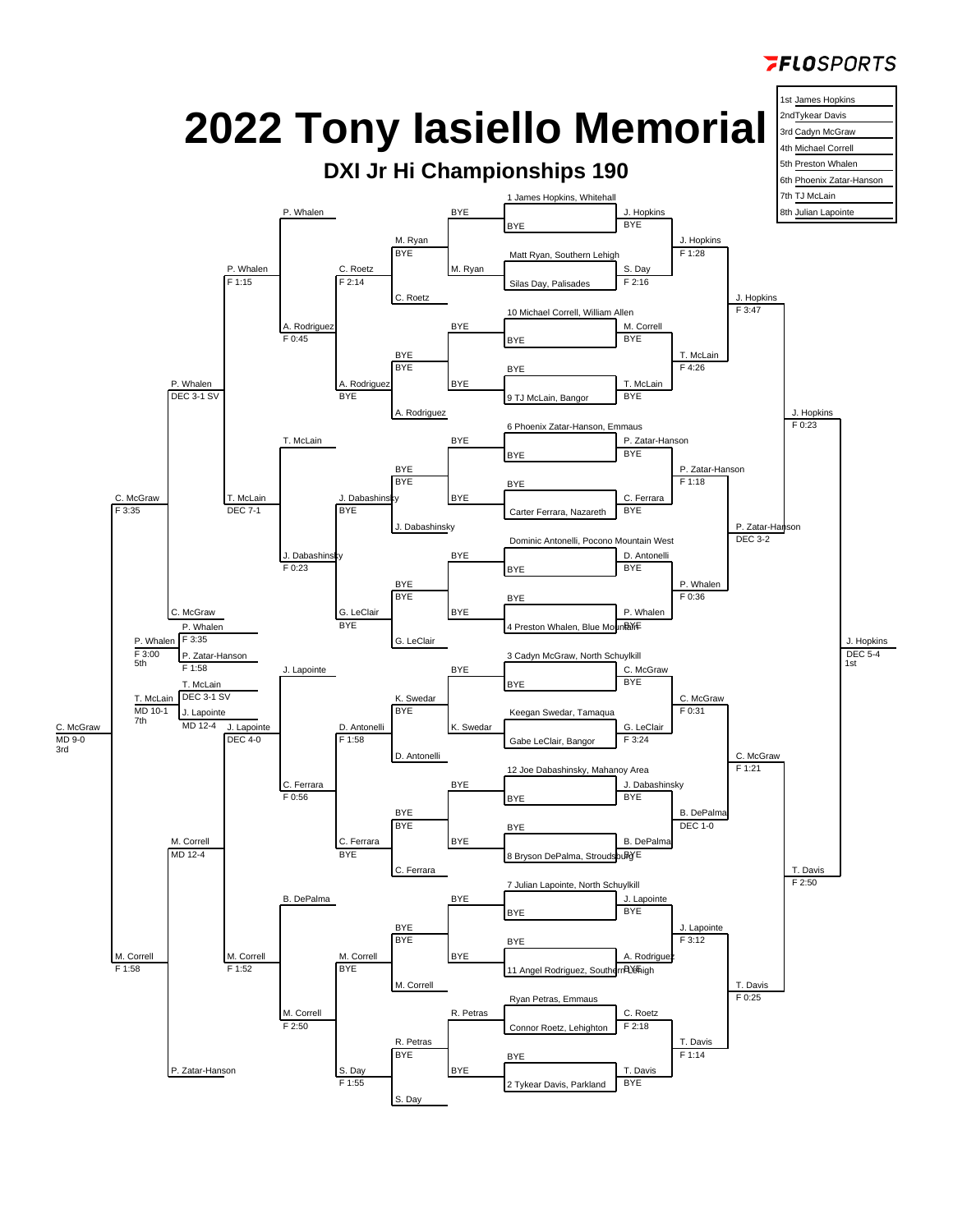# 2022 Tony Iasiello Memorial

## DXI Jr Hi Championships 190

| Place | Name |
|---|---|
| 1st | James Hopkins |
| 2nd | Tykear Davis |
| 3rd | Cadyn McGraw |
| 4th | Michael Correll |
| 5th | Preston Whalen |
| 6th | Phoenix Zatar-Hanson |
| 7th | TJ McLain |
| 8th | Julian Lapointe |

### Championship Bracket

**First Round / Round of 16**

- 1 James Hopkins, Whitehall vs BYE — J. Hopkins (BYE)
- Matt Ryan, Southern Lehigh vs Silas Day, Palisades — S. Day (F 2:16)
- 10 Michael Correll, William Allen vs BYE — M. Correll (BYE)
- BYE vs 9 TJ McLain, Bangor — T. McLain (BYE)
- 6 Phoenix Zatar-Hanson, Emmaus vs BYE — P. Zatar-Hanson (BYE)
- BYE vs Carter Ferrara, Nazareth — C. Ferrara (BYE)
- Dominic Antonelli, Pocono Mountain West vs BYE — D. Antonelli (BYE)
- BYE vs 4 Preston Whalen, Blue Mountain — P. Whalen (BYE)
- 3 Cadyn McGraw, North Schuylkill vs BYE — C. McGraw (BYE)
- Keegan Swedar, Tamaqua vs Gabe LeClair, Bangor — G. LeClair (F 3:24)
- 12 Joe Dabashinsky, Mahanoy Area vs BYE — J. Dabashinsky (BYE)
- BYE vs 8 Bryson DePalma, Stroudsburg — B. DePalma (BYE)
- 7 Julian Lapointe, North Schuylkill vs BYE — J. Lapointe (BYE)
- BYE vs 11 Angel Rodriguez, Southern Lehigh — A. Rodriguez (BYE)
- Ryan Petras, Emmaus vs Connor Roetz, Lehighton — C. Roetz (F 2:18)
- BYE vs 2 Tykear Davis, Parkland — T. Davis (BYE)

**Quarterfinals**

- J. Hopkins vs S. Day — J. Hopkins (F 1:28)
- M. Correll vs T. McLain — T. McLain (F 4:26)
- P. Zatar-Hanson vs C. Ferrara — P. Zatar-Hanson (F 1:18)
- D. Antonelli vs P. Whalen — P. Whalen (F 0:36)
- C. McGraw vs G. LeClair — C. McGraw (F 0:31)
- J. Dabashinsky vs B. DePalma — B. DePalma (DEC 1-0)
- J. Lapointe vs A. Rodriguez — J. Lapointe (F 3:12)
- C. Roetz vs T. Davis — T. Davis (F 1:14)

**Semifinals**

- J. Hopkins vs T. McLain — J. Hopkins (F 3:47)
- P. Zatar-Hanson vs P. Whalen — P. Zatar-Hanson (DEC 3-2)
- C. McGraw vs B. DePalma — C. McGraw (F 1:21)
- J. Lapointe vs T. Davis — T. Davis (F 0:25)

**Finals Bracket**

- J. Hopkins vs P. Zatar-Hanson — J. Hopkins (F 0:23)
- C. McGraw vs T. Davis — T. Davis (F 2:50)

**Championship**

- J. Hopkins vs T. Davis — J. Hopkins (DEC 5-4) 1st

### Consolation Bracket

**Consolation Round 1**

- BYE vs M. Ryan — M. Ryan (BYE)
- C. Roetz
- BYE vs BYE — BYE
- A. Rodriguez
- BYE vs BYE — BYE
- J. Dabashinsky
- BYE vs BYE — BYE
- G. LeClair
- BYE vs K. Swedar — K. Swedar (BYE)
- D. Antonelli
- BYE vs BYE — BYE
- C. Ferrara
- BYE vs BYE — BYE
- M. Correll
- R. Petras vs BYE — R. Petras (BYE)
- S. Day

**Consolation Round 2**

- M. Ryan vs C. Roetz — C. Roetz (F 2:14)
- BYE vs A. Rodriguez — A. Rodriguez (BYE)
- BYE vs J. Dabashinsky — J. Dabashinsky (BYE)
- BYE vs G. LeClair — G. LeClair (BYE)
- K. Swedar vs D. Antonelli — D. Antonelli (F 1:58)
- BYE vs C. Ferrara — C. Ferrara (BYE)
- BYE vs M. Correll — M. Correll (BYE)
- R. Petras vs S. Day — S. Day (F 1:55)

**Consolation Round 3**

- P. Whalen vs C. Roetz / A. Rodriguez — A. Rodriguez (F 0:45)
- T. McLain vs J. Dabashinsky / G. LeClair — J. Dabashinsky (F 0:23)
- J. Lapointe vs D. Antonelli / C. Ferrara — C. Ferrara (F 0:56)
- B. DePalma vs M. Correll / S. Day — M. Correll (F 2:50)

**Consolation Round 4**

- P. Whalen vs A. Rodriguez — P. Whalen (F 1:15)
- T. McLain vs J. Dabashinsky — T. McLain (DEC 7-1)
- J. Lapointe vs C. Ferrara — J. Lapointe (DEC 4-0)
- M. Correll vs B. DePalma — M. Correll (F 1:52)

**Consolation Quarterfinals**

- P. Whalen vs T. McLain — P. Whalen (DEC 3-1 SV)
- J. Lapointe vs M. Correll — M. Correll (MD 12-4)

**Consolation Semifinals**

- C. McGraw vs P. Whalen — C. McGraw (F 3:35)
- P. Zatar-Hanson vs M. Correll — M. Correll (F 1:58)

**3rd Place**

- C. McGraw vs M. Correll — C. McGraw (MD 9-0) 3rd

**5th Place**

- P. Whalen vs P. Zatar-Hanson — P. Whalen (F 3:00) 5th
  - P. Whalen (F 3:35); P. Zatar-Hanson (F 1:58)

**7th Place**

- T. McLain vs J. Lapointe — T. McLain (MD 10-1) 7th
  - T. McLain (DEC 3-1 SV); J. Lapointe (MD 12-4)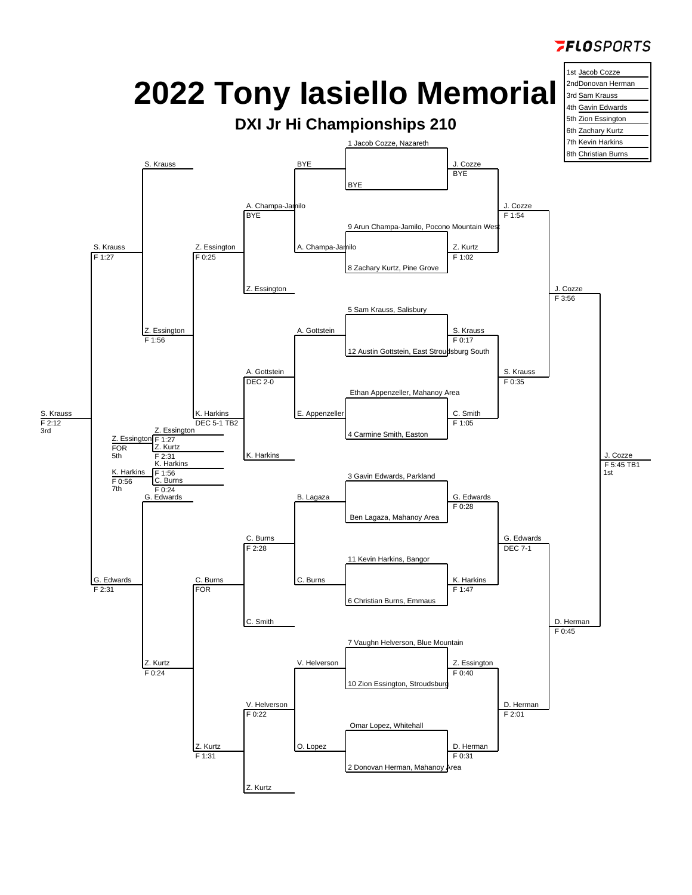# 2022 Tony Iasiello Memorial

## DXI Jr Hi Championships 210

| Place | Name |
|---|---|
| 1st | Jacob Cozze |
| 2nd | Donovan Herman |
| 3rd | Sam Krauss |
| 4th | Gavin Edwards |
| 5th | Zion Essington |
| 6th | Zachary Kurtz |
| 7th | Kevin Harkins |
| 8th | Christian Burns |

### Championship Bracket

**First Round**

- 1 Jacob Cozze, Nazareth vs BYE — J. Cozze, BYE
- 9 Arun Champa-Jamilo, Pocono Mountain West vs 8 Zachary Kurtz, Pine Grove — Z. Kurtz, F 1:02
- 5 Sam Krauss, Salisbury vs 12 Austin Gottstein, East Stroudsburg South — S. Krauss, F 0:17
- Ethan Appenzeller, Mahanoy Area vs 4 Carmine Smith, Easton — C. Smith, F 1:05
- 3 Gavin Edwards, Parkland vs Ben Lagaza, Mahanoy Area — G. Edwards, F 0:28
- 11 Kevin Harkins, Bangor vs 6 Christian Burns, Emmaus — K. Harkins, F 1:47
- 7 Vaughn Helverson, Blue Mountain vs 10 Zion Essington, Stroudsburg — Z. Essington, F 0:40
- Omar Lopez, Whitehall vs 2 Donovan Herman, Mahanoy Area — D. Herman, F 0:31

**Quarterfinals**

- J. Cozze over Z. Kurtz — F 1:54
- S. Krauss over C. Smith — F 0:35
- G. Edwards over K. Harkins — DEC 7-1
- D. Herman over Z. Essington — F 2:01

**Semifinals**

- J. Cozze over S. Krauss — F 3:56
- D. Herman over G. Edwards — F 0:45

**Final**

- J. Cozze over D. Herman — F 5:45 TB1 — 1st

### Consolation Bracket

**First Round**

- BYE vs A. Champa-Jamilo — A. Champa-Jamilo, BYE
- A. Gottstein vs E. Appenzeller — A. Gottstein, DEC 2-0
- B. Lagaza vs C. Burns — C. Burns, F 2:28
- V. Helverson vs O. Lopez — V. Helverson, F 0:22

**Second Round**

- A. Champa-Jamilo vs Z. Essington — Z. Essington, F 0:25
- A. Gottstein vs K. Harkins — K. Harkins, DEC 5-1 TB2
- C. Burns vs C. Smith — C. Burns, FOR
- V. Helverson vs Z. Kurtz — Z. Kurtz, F 1:31

**Third Round**

- S. Krauss vs Z. Essington — S. Krauss, F 1:27
- Z. Essington vs K. Harkins — Z. Essington, F 1:56
- G. Edwards vs C. Burns — G. Edwards, F 2:31
- C. Burns vs Z. Kurtz — Z. Kurtz, F 0:24

**3rd Place**

- S. Krauss over G. Edwards — F 2:12 — 3rd

**5th Place**

- Z. Essington vs Z. Kurtz (Z. Essington F 1:27; Z. Kurtz F 2:31) — Z. Essington, FOR — 5th

**7th Place**

- K. Harkins vs C. Burns (K. Harkins F 1:56; C. Burns F 0:24) — K. Harkins, F 0:56 — 7th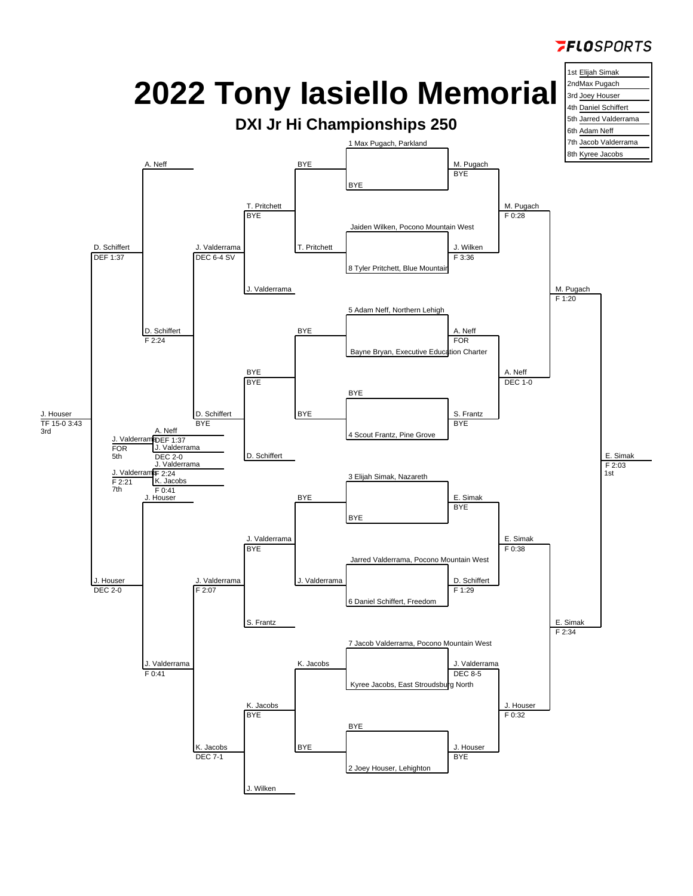# 2022 Tony Iasiello Memorial

## DXI Jr Hi Championships 250

| Place | Name |
|---|---|
| 1st | Elijah Simak |
| 2nd | Max Pugach |
| 3rd | Joey Houser |
| 4th | Daniel Schiffert |
| 5th | Jarred Valderrama |
| 6th | Adam Neff |
| 7th | Jacob Valderrama |
| 8th | Kyree Jacobs |

### Championship Bracket

1 Max Pugach, Parkland
BYE
M. Pugach
BYE

Jaiden Wilken, Pocono Mountain West
8 Tyler Pritchett, Blue Mountain
J. Wilken
F 3:36

M. Pugach
F 0:28

5 Adam Neff, Northern Lehigh
Bayne Bryan, Executive Education Charter
A. Neff
FOR

BYE
4 Scout Frantz, Pine Grove
S. Frantz
BYE

A. Neff
DEC 1-0

M. Pugach
F 1:20

3 Elijah Simak, Nazareth
BYE
E. Simak
BYE

Jarred Valderrama, Pocono Mountain West
6 Daniel Schiffert, Freedom
D. Schiffert
F 1:29

E. Simak
F 0:38

7 Jacob Valderrama, Pocono Mountain West
Kyree Jacobs, East Stroudsburg North
J. Valderrama
DEC 8-5

BYE
2 Joey Houser, Lehighton
J. Houser
BYE

J. Houser
F 0:32

E. Simak
F 2:34

E. Simak
F 2:03
1st

### Consolation Bracket

BYE
T. Pritchett
T. Pritchett
BYE

J. Valderrama
J. Valderrama
DEC 6-4 SV

BYE
BYE
BYE
BYE

D. Schiffert
D. Schiffert
BYE

A. Neff
D. Schiffert
F 2:24

D. Schiffert
DEF 1:37

BYE
J. Valderrama
J. Valderrama
BYE

S. Frantz
J. Valderrama
F 2:07

K. Jacobs
BYE
K. Jacobs
BYE

J. Wilken
K. Jacobs
DEC 7-1

J. Houser
J. Valderrama
F 0:41

J. Houser
DEC 2-0

J. Houser
TF 15-0 3:43
3rd

### Placement Matches

A. Neff
J. Valderrama
J. Valderrama
DEF 1:37
DEC 2-0
FOR
5th

J. Valderrama
K. Jacobs
J. Valderrama
F 2:24
F 0:41
F 2:21
7th